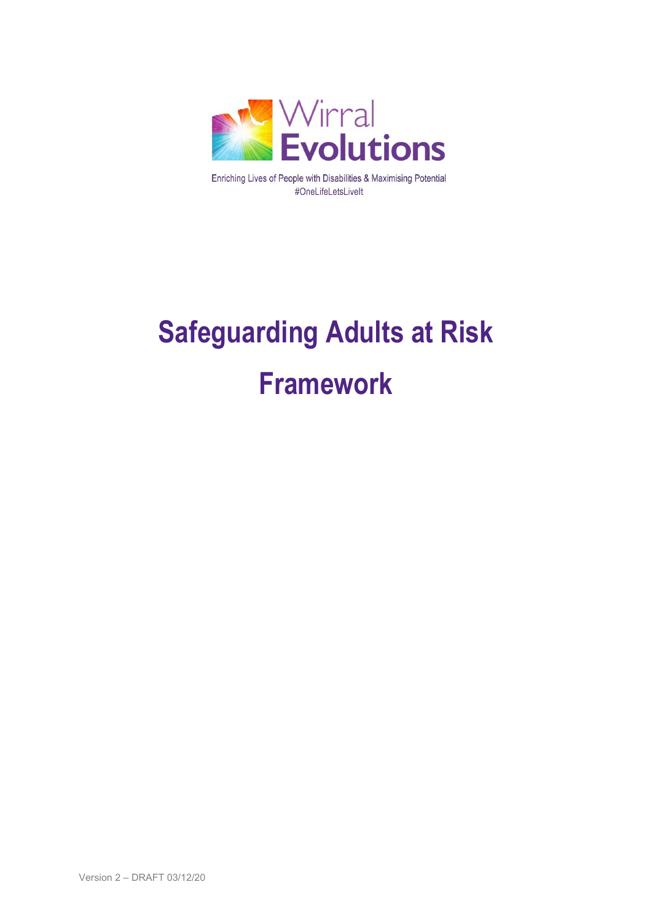Wirral Evolutions

Enriching Lives of People with Disabilities & Maximising Potential
#OneLifeLetsLiveIt

# Safeguarding Adults at Risk Framework

Version 2 – DRAFT 03/12/20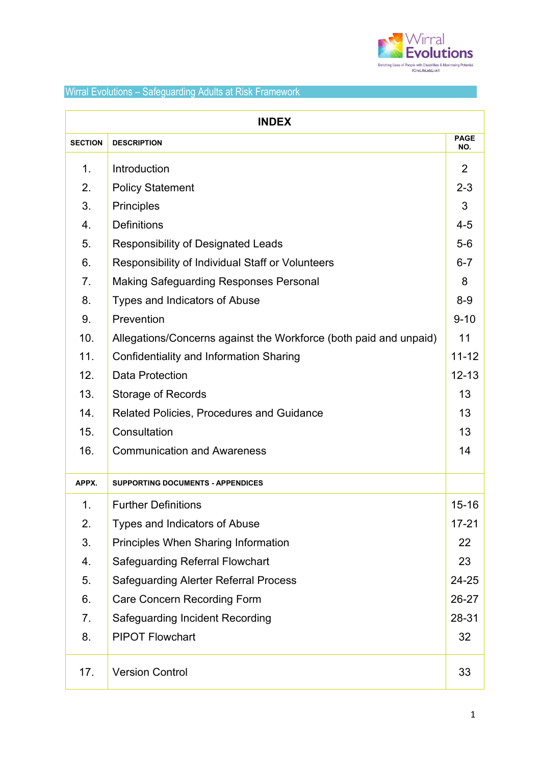## Wirral Evolutions – Safeguarding Adults at Risk Framework

| INDEX | | |
|---|---|---|
| **SECTION** | **DESCRIPTION** | **PAGE NO.** |
| 1. | Introduction | 2 |
| 2. | Policy Statement | 2-3 |
| 3. | Principles | 3 |
| 4. | Definitions | 4-5 |
| 5. | Responsibility of Designated Leads | 5-6 |
| 6. | Responsibility of Individual Staff or Volunteers | 6-7 |
| 7. | Making Safeguarding Responses Personal | 8 |
| 8. | Types and Indicators of Abuse | 8-9 |
| 9. | Prevention | 9-10 |
| 10. | Allegations/Concerns against the Workforce (both paid and unpaid) | 11 |
| 11. | Confidentiality and Information Sharing | 11-12 |
| 12. | Data Protection | 12-13 |
| 13. | Storage of Records | 13 |
| 14. | Related Policies, Procedures and Guidance | 13 |
| 15. | Consultation | 13 |
| 16. | Communication and Awareness | 14 |
| **APPX.** | **SUPPORTING DOCUMENTS - APPENDICES** | |
| 1. | Further Definitions | 15-16 |
| 2. | Types and Indicators of Abuse | 17-21 |
| 3. | Principles When Sharing Information | 22 |
| 4. | Safeguarding Referral Flowchart | 23 |
| 5. | Safeguarding Alerter Referral Process | 24-25 |
| 6. | Care Concern Recording Form | 26-27 |
| 7. | Safeguarding Incident Recording | 28-31 |
| 8. | PIPOT Flowchart | 32 |
| 17. | Version Control | 33 |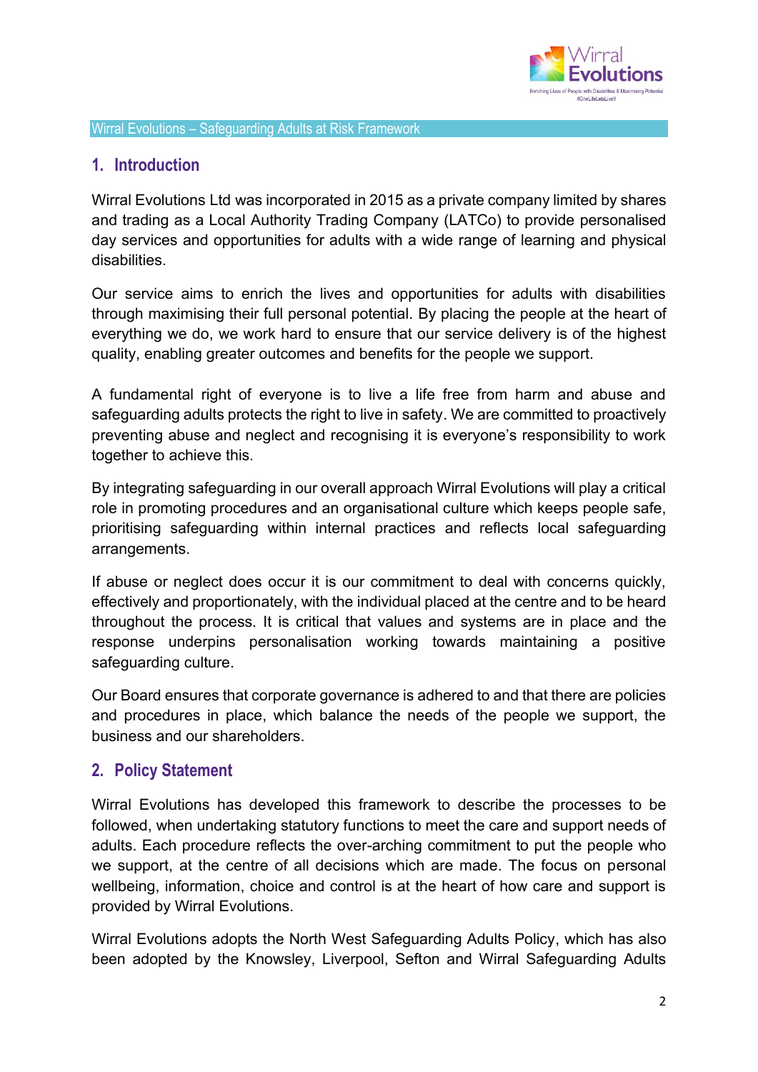## 1. Introduction

Wirral Evolutions Ltd was incorporated in 2015 as a private company limited by shares and trading as a Local Authority Trading Company (LATCo) to provide personalised day services and opportunities for adults with a wide range of learning and physical disabilities.

Our service aims to enrich the lives and opportunities for adults with disabilities through maximising their full personal potential. By placing the people at the heart of everything we do, we work hard to ensure that our service delivery is of the highest quality, enabling greater outcomes and benefits for the people we support.

A fundamental right of everyone is to live a life free from harm and abuse and safeguarding adults protects the right to live in safety. We are committed to proactively preventing abuse and neglect and recognising it is everyone's responsibility to work together to achieve this.

By integrating safeguarding in our overall approach Wirral Evolutions will play a critical role in promoting procedures and an organisational culture which keeps people safe, prioritising safeguarding within internal practices and reflects local safeguarding arrangements.

If abuse or neglect does occur it is our commitment to deal with concerns quickly, effectively and proportionately, with the individual placed at the centre and to be heard throughout the process. It is critical that values and systems are in place and the response underpins personalisation working towards maintaining a positive safeguarding culture.

Our Board ensures that corporate governance is adhered to and that there are policies and procedures in place, which balance the needs of the people we support, the business and our shareholders.

## 2. Policy Statement

Wirral Evolutions has developed this framework to describe the processes to be followed, when undertaking statutory functions to meet the care and support needs of adults. Each procedure reflects the over-arching commitment to put the people who we support, at the centre of all decisions which are made. The focus on personal wellbeing, information, choice and control is at the heart of how care and support is provided by Wirral Evolutions.

Wirral Evolutions adopts the North West Safeguarding Adults Policy, which has also been adopted by the Knowsley, Liverpool, Sefton and Wirral Safeguarding Adults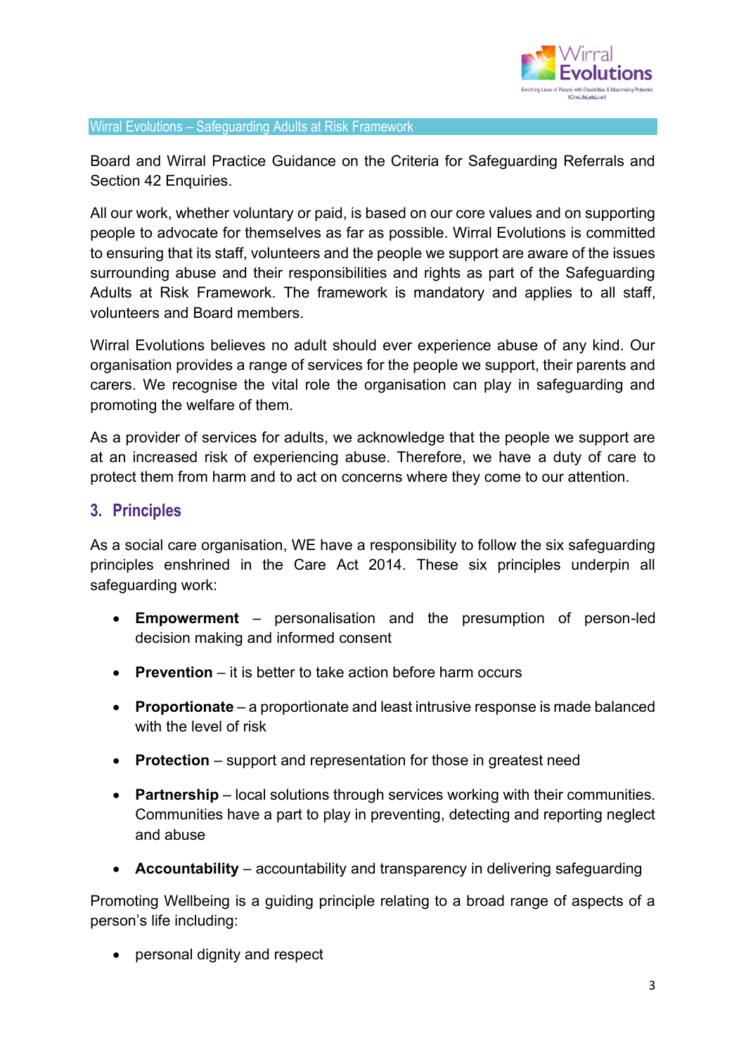Board and Wirral Practice Guidance on the Criteria for Safeguarding Referrals and Section 42 Enquiries.

All our work, whether voluntary or paid, is based on our core values and on supporting people to advocate for themselves as far as possible. Wirral Evolutions is committed to ensuring that its staff, volunteers and the people we support are aware of the issues surrounding abuse and their responsibilities and rights as part of the Safeguarding Adults at Risk Framework. The framework is mandatory and applies to all staff, volunteers and Board members.

Wirral Evolutions believes no adult should ever experience abuse of any kind. Our organisation provides a range of services for the people we support, their parents and carers. We recognise the vital role the organisation can play in safeguarding and promoting the welfare of them.

As a provider of services for adults, we acknowledge that the people we support are at an increased risk of experiencing abuse. Therefore, we have a duty of care to protect them from harm and to act on concerns where they come to our attention.

## 3. Principles

As a social care organisation, WE have a responsibility to follow the six safeguarding principles enshrined in the Care Act 2014. These six principles underpin all safeguarding work:

- **Empowerment** – personalisation and the presumption of person-led decision making and informed consent
- **Prevention** – it is better to take action before harm occurs
- **Proportionate** – a proportionate and least intrusive response is made balanced with the level of risk
- **Protection** – support and representation for those in greatest need
- **Partnership** – local solutions through services working with their communities. Communities have a part to play in preventing, detecting and reporting neglect and abuse
- **Accountability** – accountability and transparency in delivering safeguarding

Promoting Wellbeing is a guiding principle relating to a broad range of aspects of a person's life including:

- personal dignity and respect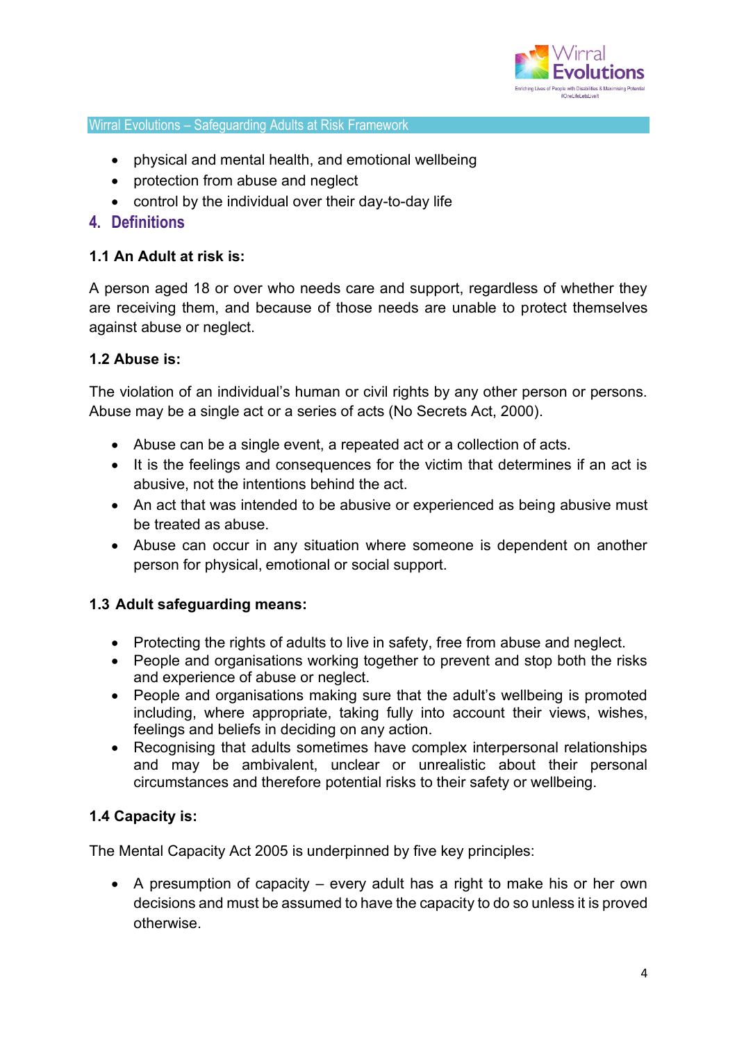- physical and mental health, and emotional wellbeing
- protection from abuse and neglect
- control by the individual over their day-to-day life

## 4. Definitions

**1.1 An Adult at risk is:**

A person aged 18 or over who needs care and support, regardless of whether they are receiving them, and because of those needs are unable to protect themselves against abuse or neglect.

**1.2 Abuse is:**

The violation of an individual's human or civil rights by any other person or persons. Abuse may be a single act or a series of acts (No Secrets Act, 2000).

- Abuse can be a single event, a repeated act or a collection of acts.
- It is the feelings and consequences for the victim that determines if an act is abusive, not the intentions behind the act.
- An act that was intended to be abusive or experienced as being abusive must be treated as abuse.
- Abuse can occur in any situation where someone is dependent on another person for physical, emotional or social support.

**1.3 Adult safeguarding means:**

- Protecting the rights of adults to live in safety, free from abuse and neglect.
- People and organisations working together to prevent and stop both the risks and experience of abuse or neglect.
- People and organisations making sure that the adult's wellbeing is promoted including, where appropriate, taking fully into account their views, wishes, feelings and beliefs in deciding on any action.
- Recognising that adults sometimes have complex interpersonal relationships and may be ambivalent, unclear or unrealistic about their personal circumstances and therefore potential risks to their safety or wellbeing.

**1.4 Capacity is:**

The Mental Capacity Act 2005 is underpinned by five key principles:

- A presumption of capacity – every adult has a right to make his or her own decisions and must be assumed to have the capacity to do so unless it is proved otherwise.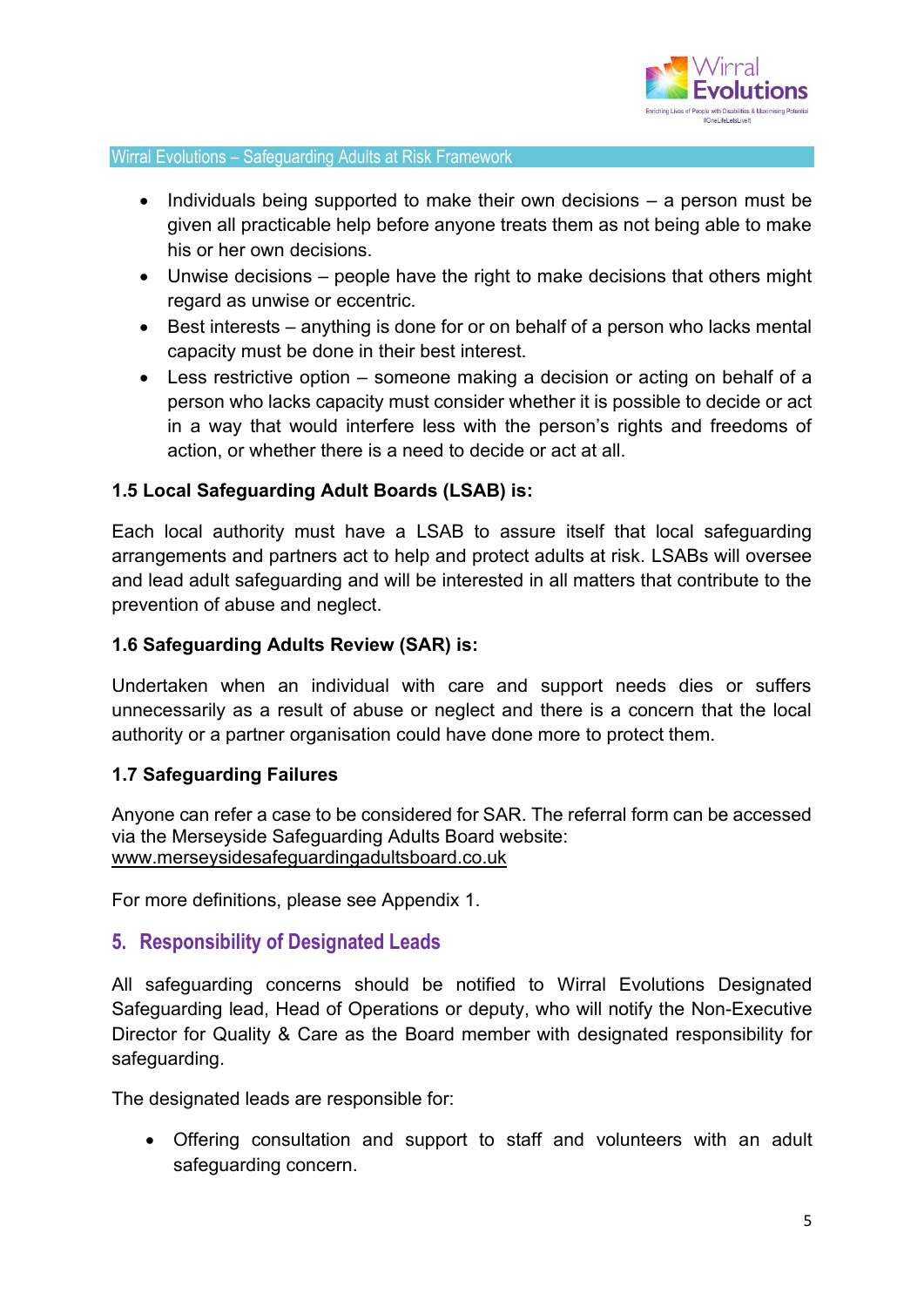- Individuals being supported to make their own decisions – a person must be given all practicable help before anyone treats them as not being able to make his or her own decisions.
- Unwise decisions – people have the right to make decisions that others might regard as unwise or eccentric.
- Best interests – anything is done for or on behalf of a person who lacks mental capacity must be done in their best interest.
- Less restrictive option – someone making a decision or acting on behalf of a person who lacks capacity must consider whether it is possible to decide or act in a way that would interfere less with the person's rights and freedoms of action, or whether there is a need to decide or act at all.

**1.5 Local Safeguarding Adult Boards (LSAB) is:**

Each local authority must have a LSAB to assure itself that local safeguarding arrangements and partners act to help and protect adults at risk. LSABs will oversee and lead adult safeguarding and will be interested in all matters that contribute to the prevention of abuse and neglect.

**1.6 Safeguarding Adults Review (SAR) is:**

Undertaken when an individual with care and support needs dies or suffers unnecessarily as a result of abuse or neglect and there is a concern that the local authority or a partner organisation could have done more to protect them.

**1.7 Safeguarding Failures**

Anyone can refer a case to be considered for SAR. The referral form can be accessed via the Merseyside Safeguarding Adults Board website: www.merseysidesafeguardingadultsboard.co.uk

For more definitions, please see Appendix 1.

## 5. Responsibility of Designated Leads

All safeguarding concerns should be notified to Wirral Evolutions Designated Safeguarding lead, Head of Operations or deputy, who will notify the Non-Executive Director for Quality & Care as the Board member with designated responsibility for safeguarding.

The designated leads are responsible for:

- Offering consultation and support to staff and volunteers with an adult safeguarding concern.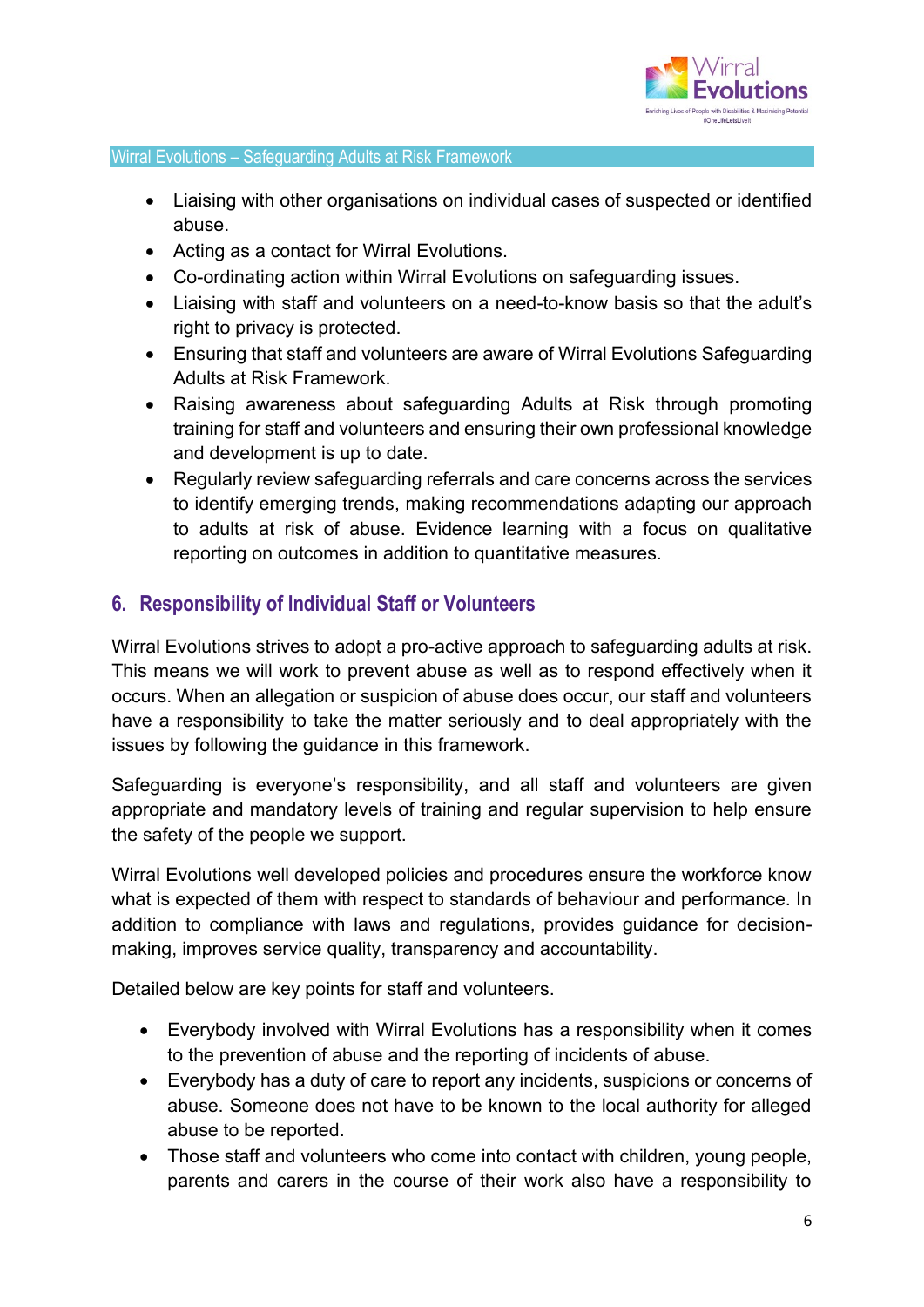- Liaising with other organisations on individual cases of suspected or identified abuse.
- Acting as a contact for Wirral Evolutions.
- Co-ordinating action within Wirral Evolutions on safeguarding issues.
- Liaising with staff and volunteers on a need-to-know basis so that the adult's right to privacy is protected.
- Ensuring that staff and volunteers are aware of Wirral Evolutions Safeguarding Adults at Risk Framework.
- Raising awareness about safeguarding Adults at Risk through promoting training for staff and volunteers and ensuring their own professional knowledge and development is up to date.
- Regularly review safeguarding referrals and care concerns across the services to identify emerging trends, making recommendations adapting our approach to adults at risk of abuse. Evidence learning with a focus on qualitative reporting on outcomes in addition to quantitative measures.

## 6. Responsibility of Individual Staff or Volunteers

Wirral Evolutions strives to adopt a pro-active approach to safeguarding adults at risk. This means we will work to prevent abuse as well as to respond effectively when it occurs. When an allegation or suspicion of abuse does occur, our staff and volunteers have a responsibility to take the matter seriously and to deal appropriately with the issues by following the guidance in this framework.

Safeguarding is everyone's responsibility, and all staff and volunteers are given appropriate and mandatory levels of training and regular supervision to help ensure the safety of the people we support.

Wirral Evolutions well developed policies and procedures ensure the workforce know what is expected of them with respect to standards of behaviour and performance. In addition to compliance with laws and regulations, provides guidance for decision-making, improves service quality, transparency and accountability.

Detailed below are key points for staff and volunteers.

- Everybody involved with Wirral Evolutions has a responsibility when it comes to the prevention of abuse and the reporting of incidents of abuse.
- Everybody has a duty of care to report any incidents, suspicions or concerns of abuse. Someone does not have to be known to the local authority for alleged abuse to be reported.
- Those staff and volunteers who come into contact with children, young people, parents and carers in the course of their work also have a responsibility to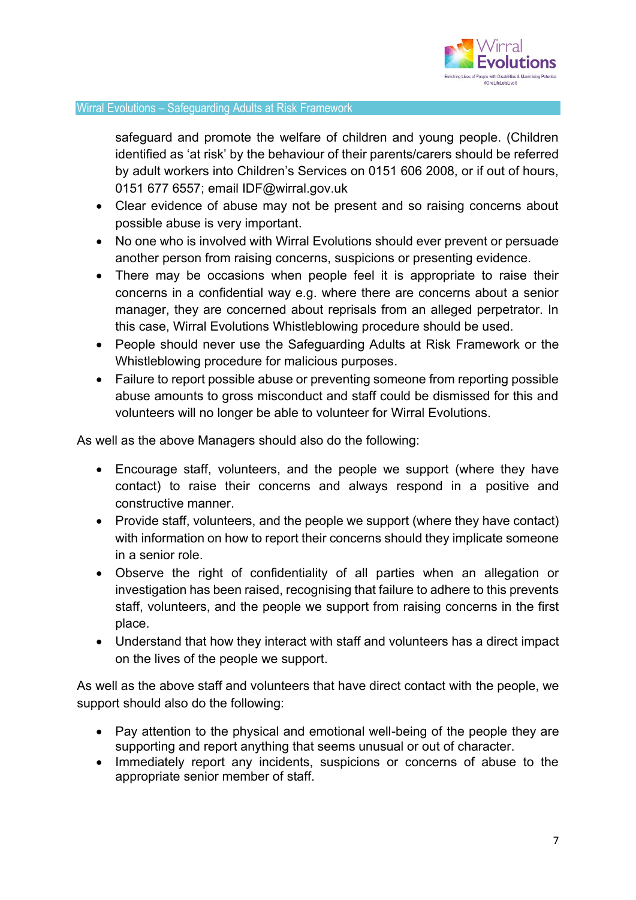safeguard and promote the welfare of children and young people. (Children identified as 'at risk' by the behaviour of their parents/carers should be referred by adult workers into Children's Services on 0151 606 2008, or if out of hours, 0151 677 6557; email IDF@wirral.gov.uk

- Clear evidence of abuse may not be present and so raising concerns about possible abuse is very important.
- No one who is involved with Wirral Evolutions should ever prevent or persuade another person from raising concerns, suspicions or presenting evidence.
- There may be occasions when people feel it is appropriate to raise their concerns in a confidential way e.g. where there are concerns about a senior manager, they are concerned about reprisals from an alleged perpetrator. In this case, Wirral Evolutions Whistleblowing procedure should be used.
- People should never use the Safeguarding Adults at Risk Framework or the Whistleblowing procedure for malicious purposes.
- Failure to report possible abuse or preventing someone from reporting possible abuse amounts to gross misconduct and staff could be dismissed for this and volunteers will no longer be able to volunteer for Wirral Evolutions.

As well as the above Managers should also do the following:

- Encourage staff, volunteers, and the people we support (where they have contact) to raise their concerns and always respond in a positive and constructive manner.
- Provide staff, volunteers, and the people we support (where they have contact) with information on how to report their concerns should they implicate someone in a senior role.
- Observe the right of confidentiality of all parties when an allegation or investigation has been raised, recognising that failure to adhere to this prevents staff, volunteers, and the people we support from raising concerns in the first place.
- Understand that how they interact with staff and volunteers has a direct impact on the lives of the people we support.

As well as the above staff and volunteers that have direct contact with the people, we support should also do the following:

- Pay attention to the physical and emotional well-being of the people they are supporting and report anything that seems unusual or out of character.
- Immediately report any incidents, suspicions or concerns of abuse to the appropriate senior member of staff.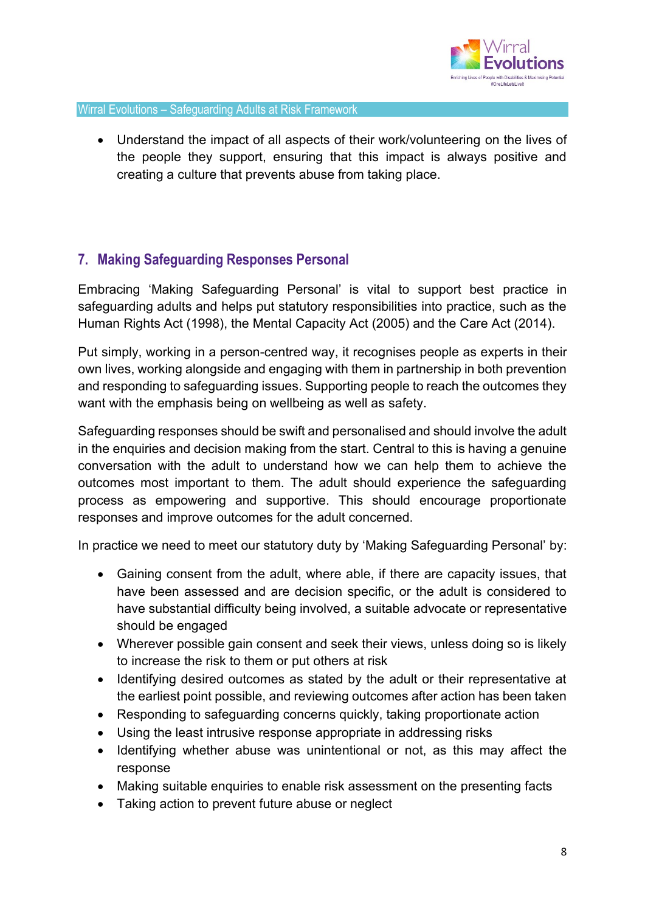- Understand the impact of all aspects of their work/volunteering on the lives of the people they support, ensuring that this impact is always positive and creating a culture that prevents abuse from taking place.

## 7. Making Safeguarding Responses Personal

Embracing 'Making Safeguarding Personal' is vital to support best practice in safeguarding adults and helps put statutory responsibilities into practice, such as the Human Rights Act (1998), the Mental Capacity Act (2005) and the Care Act (2014).

Put simply, working in a person-centred way, it recognises people as experts in their own lives, working alongside and engaging with them in partnership in both prevention and responding to safeguarding issues. Supporting people to reach the outcomes they want with the emphasis being on wellbeing as well as safety.

Safeguarding responses should be swift and personalised and should involve the adult in the enquiries and decision making from the start. Central to this is having a genuine conversation with the adult to understand how we can help them to achieve the outcomes most important to them. The adult should experience the safeguarding process as empowering and supportive. This should encourage proportionate responses and improve outcomes for the adult concerned.

In practice we need to meet our statutory duty by 'Making Safeguarding Personal' by:

- Gaining consent from the adult, where able, if there are capacity issues, that have been assessed and are decision specific, or the adult is considered to have substantial difficulty being involved, a suitable advocate or representative should be engaged
- Wherever possible gain consent and seek their views, unless doing so is likely to increase the risk to them or put others at risk
- Identifying desired outcomes as stated by the adult or their representative at the earliest point possible, and reviewing outcomes after action has been taken
- Responding to safeguarding concerns quickly, taking proportionate action
- Using the least intrusive response appropriate in addressing risks
- Identifying whether abuse was unintentional or not, as this may affect the response
- Making suitable enquiries to enable risk assessment on the presenting facts
- Taking action to prevent future abuse or neglect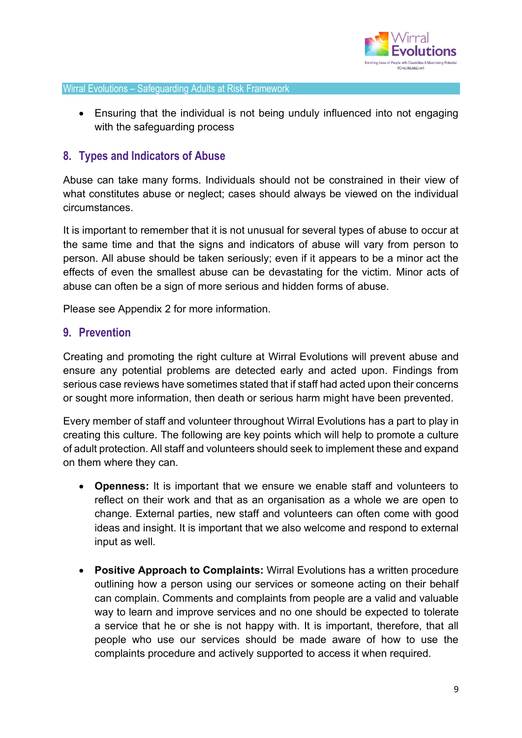- Ensuring that the individual is not being unduly influenced into not engaging with the safeguarding process

## 8. Types and Indicators of Abuse

Abuse can take many forms. Individuals should not be constrained in their view of what constitutes abuse or neglect; cases should always be viewed on the individual circumstances.

It is important to remember that it is not unusual for several types of abuse to occur at the same time and that the signs and indicators of abuse will vary from person to person. All abuse should be taken seriously; even if it appears to be a minor act the effects of even the smallest abuse can be devastating for the victim. Minor acts of abuse can often be a sign of more serious and hidden forms of abuse.

Please see Appendix 2 for more information.

## 9. Prevention

Creating and promoting the right culture at Wirral Evolutions will prevent abuse and ensure any potential problems are detected early and acted upon. Findings from serious case reviews have sometimes stated that if staff had acted upon their concerns or sought more information, then death or serious harm might have been prevented.

Every member of staff and volunteer throughout Wirral Evolutions has a part to play in creating this culture. The following are key points which will help to promote a culture of adult protection. All staff and volunteers should seek to implement these and expand on them where they can.

- **Openness:** It is important that we ensure we enable staff and volunteers to reflect on their work and that as an organisation as a whole we are open to change. External parties, new staff and volunteers can often come with good ideas and insight. It is important that we also welcome and respond to external input as well.

- **Positive Approach to Complaints:** Wirral Evolutions has a written procedure outlining how a person using our services or someone acting on their behalf can complain. Comments and complaints from people are a valid and valuable way to learn and improve services and no one should be expected to tolerate a service that he or she is not happy with. It is important, therefore, that all people who use our services should be made aware of how to use the complaints procedure and actively supported to access it when required.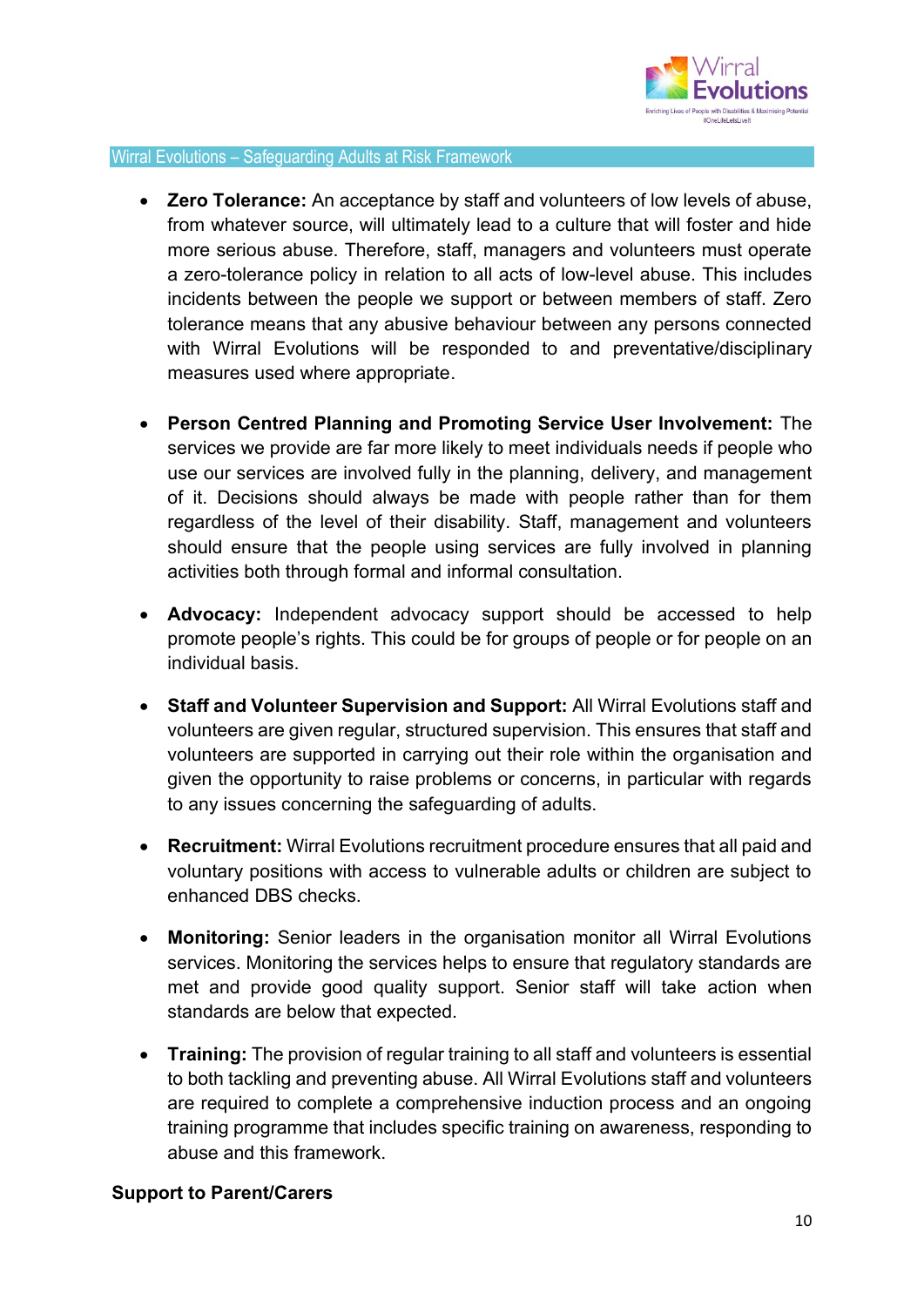- **Zero Tolerance:** An acceptance by staff and volunteers of low levels of abuse, from whatever source, will ultimately lead to a culture that will foster and hide more serious abuse. Therefore, staff, managers and volunteers must operate a zero-tolerance policy in relation to all acts of low-level abuse. This includes incidents between the people we support or between members of staff. Zero tolerance means that any abusive behaviour between any persons connected with Wirral Evolutions will be responded to and preventative/disciplinary measures used where appropriate.

- **Person Centred Planning and Promoting Service User Involvement:** The services we provide are far more likely to meet individuals needs if people who use our services are involved fully in the planning, delivery, and management of it. Decisions should always be made with people rather than for them regardless of the level of their disability. Staff, management and volunteers should ensure that the people using services are fully involved in planning activities both through formal and informal consultation.

- **Advocacy:** Independent advocacy support should be accessed to help promote people's rights. This could be for groups of people or for people on an individual basis.

- **Staff and Volunteer Supervision and Support:** All Wirral Evolutions staff and volunteers are given regular, structured supervision. This ensures that staff and volunteers are supported in carrying out their role within the organisation and given the opportunity to raise problems or concerns, in particular with regards to any issues concerning the safeguarding of adults.

- **Recruitment:** Wirral Evolutions recruitment procedure ensures that all paid and voluntary positions with access to vulnerable adults or children are subject to enhanced DBS checks.

- **Monitoring:** Senior leaders in the organisation monitor all Wirral Evolutions services. Monitoring the services helps to ensure that regulatory standards are met and provide good quality support. Senior staff will take action when standards are below that expected.

- **Training:** The provision of regular training to all staff and volunteers is essential to both tackling and preventing abuse. All Wirral Evolutions staff and volunteers are required to complete a comprehensive induction process and an ongoing training programme that includes specific training on awareness, responding to abuse and this framework.

**Support to Parent/Carers**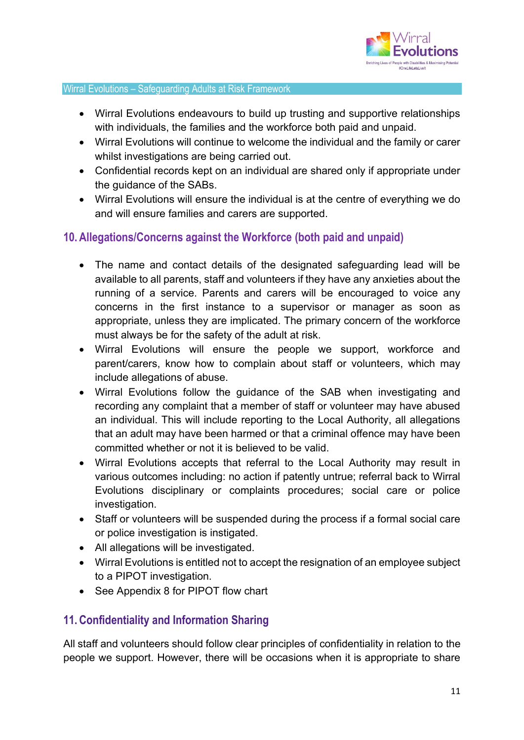- Wirral Evolutions endeavours to build up trusting and supportive relationships with individuals, the families and the workforce both paid and unpaid.
- Wirral Evolutions will continue to welcome the individual and the family or carer whilst investigations are being carried out.
- Confidential records kept on an individual are shared only if appropriate under the guidance of the SABs.
- Wirral Evolutions will ensure the individual is at the centre of everything we do and will ensure families and carers are supported.

## 10. Allegations/Concerns against the Workforce (both paid and unpaid)

- The name and contact details of the designated safeguarding lead will be available to all parents, staff and volunteers if they have any anxieties about the running of a service. Parents and carers will be encouraged to voice any concerns in the first instance to a supervisor or manager as soon as appropriate, unless they are implicated. The primary concern of the workforce must always be for the safety of the adult at risk.
- Wirral Evolutions will ensure the people we support, workforce and parent/carers, know how to complain about staff or volunteers, which may include allegations of abuse.
- Wirral Evolutions follow the guidance of the SAB when investigating and recording any complaint that a member of staff or volunteer may have abused an individual. This will include reporting to the Local Authority, all allegations that an adult may have been harmed or that a criminal offence may have been committed whether or not it is believed to be valid.
- Wirral Evolutions accepts that referral to the Local Authority may result in various outcomes including: no action if patently untrue; referral back to Wirral Evolutions disciplinary or complaints procedures; social care or police investigation.
- Staff or volunteers will be suspended during the process if a formal social care or police investigation is instigated.
- All allegations will be investigated.
- Wirral Evolutions is entitled not to accept the resignation of an employee subject to a PIPOT investigation.
- See Appendix 8 for PIPOT flow chart

## 11. Confidentiality and Information Sharing

All staff and volunteers should follow clear principles of confidentiality in relation to the people we support. However, there will be occasions when it is appropriate to share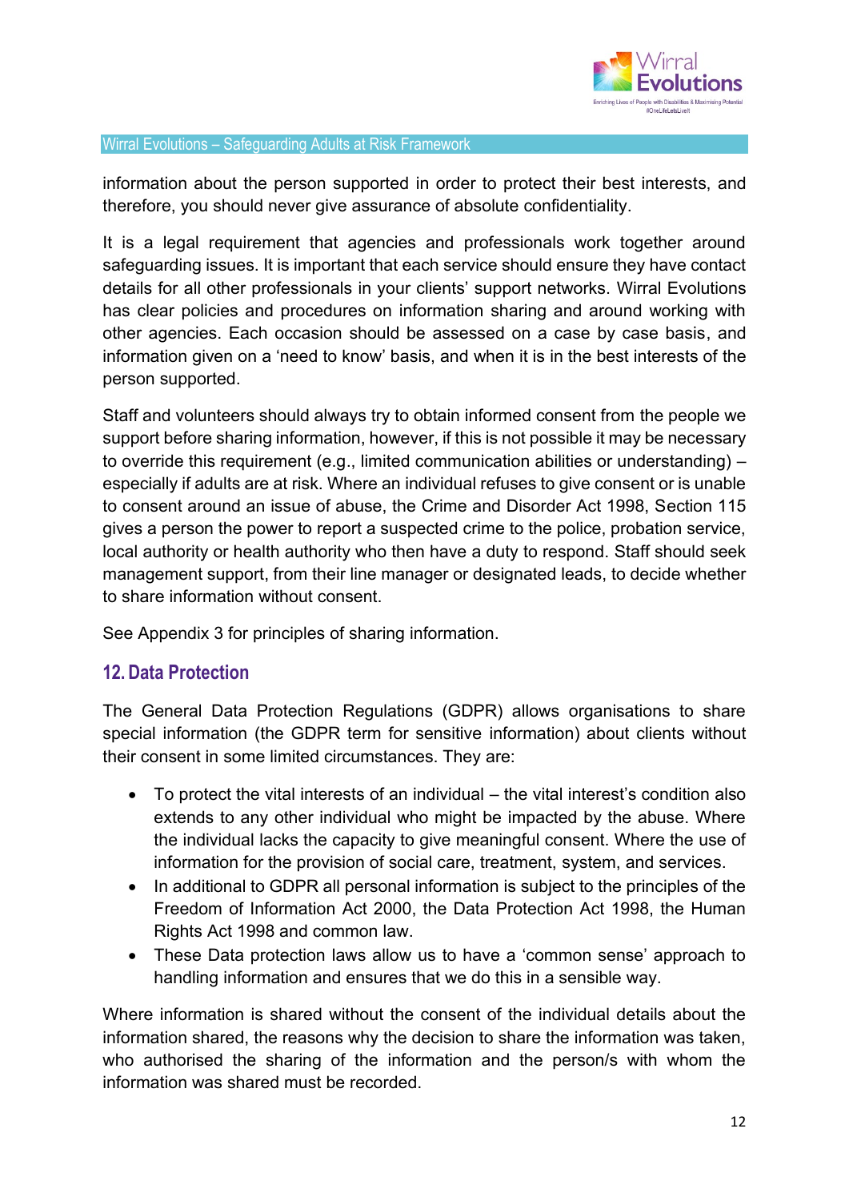information about the person supported in order to protect their best interests, and therefore, you should never give assurance of absolute confidentiality.

It is a legal requirement that agencies and professionals work together around safeguarding issues. It is important that each service should ensure they have contact details for all other professionals in your clients' support networks. Wirral Evolutions has clear policies and procedures on information sharing and around working with other agencies. Each occasion should be assessed on a case by case basis, and information given on a 'need to know' basis, and when it is in the best interests of the person supported.

Staff and volunteers should always try to obtain informed consent from the people we support before sharing information, however, if this is not possible it may be necessary to override this requirement (e.g., limited communication abilities or understanding) – especially if adults are at risk. Where an individual refuses to give consent or is unable to consent around an issue of abuse, the Crime and Disorder Act 1998, Section 115 gives a person the power to report a suspected crime to the police, probation service, local authority or health authority who then have a duty to respond. Staff should seek management support, from their line manager or designated leads, to decide whether to share information without consent.

See Appendix 3 for principles of sharing information.

## 12. Data Protection

The General Data Protection Regulations (GDPR) allows organisations to share special information (the GDPR term for sensitive information) about clients without their consent in some limited circumstances. They are:

- To protect the vital interests of an individual – the vital interest's condition also extends to any other individual who might be impacted by the abuse. Where the individual lacks the capacity to give meaningful consent. Where the use of information for the provision of social care, treatment, system, and services.
- In additional to GDPR all personal information is subject to the principles of the Freedom of Information Act 2000, the Data Protection Act 1998, the Human Rights Act 1998 and common law.
- These Data protection laws allow us to have a 'common sense' approach to handling information and ensures that we do this in a sensible way.

Where information is shared without the consent of the individual details about the information shared, the reasons why the decision to share the information was taken, who authorised the sharing of the information and the person/s with whom the information was shared must be recorded.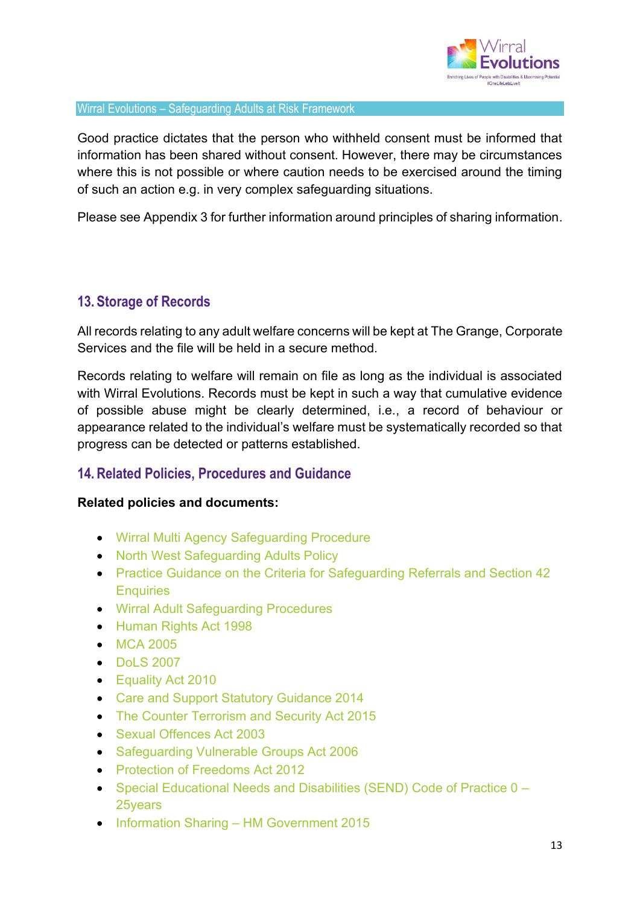Good practice dictates that the person who withheld consent must be informed that information has been shared without consent. However, there may be circumstances where this is not possible or where caution needs to be exercised around the timing of such an action e.g. in very complex safeguarding situations.

Please see Appendix 3 for further information around principles of sharing information.

## 13. Storage of Records

All records relating to any adult welfare concerns will be kept at The Grange, Corporate Services and the file will be held in a secure method.

Records relating to welfare will remain on file as long as the individual is associated with Wirral Evolutions. Records must be kept in such a way that cumulative evidence of possible abuse might be clearly determined, i.e., a record of behaviour or appearance related to the individual's welfare must be systematically recorded so that progress can be detected or patterns established.

## 14. Related Policies, Procedures and Guidance

**Related policies and documents:**

- Wirral Multi Agency Safeguarding Procedure
- North West Safeguarding Adults Policy
- Practice Guidance on the Criteria for Safeguarding Referrals and Section 42 Enquiries
- Wirral Adult Safeguarding Procedures
- Human Rights Act 1998
- MCA 2005
- DoLS 2007
- Equality Act 2010
- Care and Support Statutory Guidance 2014
- The Counter Terrorism and Security Act 2015
- Sexual Offences Act 2003
- Safeguarding Vulnerable Groups Act 2006
- Protection of Freedoms Act 2012
- Special Educational Needs and Disabilities (SEND) Code of Practice 0 – 25years
- Information Sharing – HM Government 2015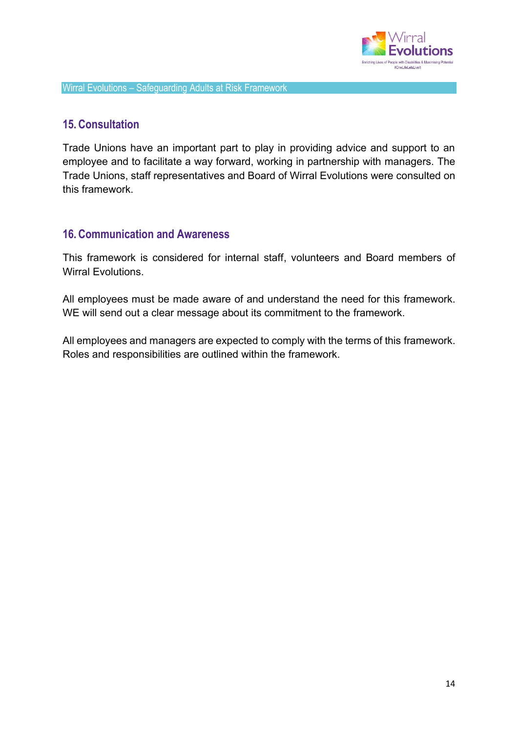## 15. Consultation

Trade Unions have an important part to play in providing advice and support to an employee and to facilitate a way forward, working in partnership with managers. The Trade Unions, staff representatives and Board of Wirral Evolutions were consulted on this framework.

## 16. Communication and Awareness

This framework is considered for internal staff, volunteers and Board members of Wirral Evolutions.

All employees must be made aware of and understand the need for this framework. WE will send out a clear message about its commitment to the framework.

All employees and managers are expected to comply with the terms of this framework. Roles and responsibilities are outlined within the framework.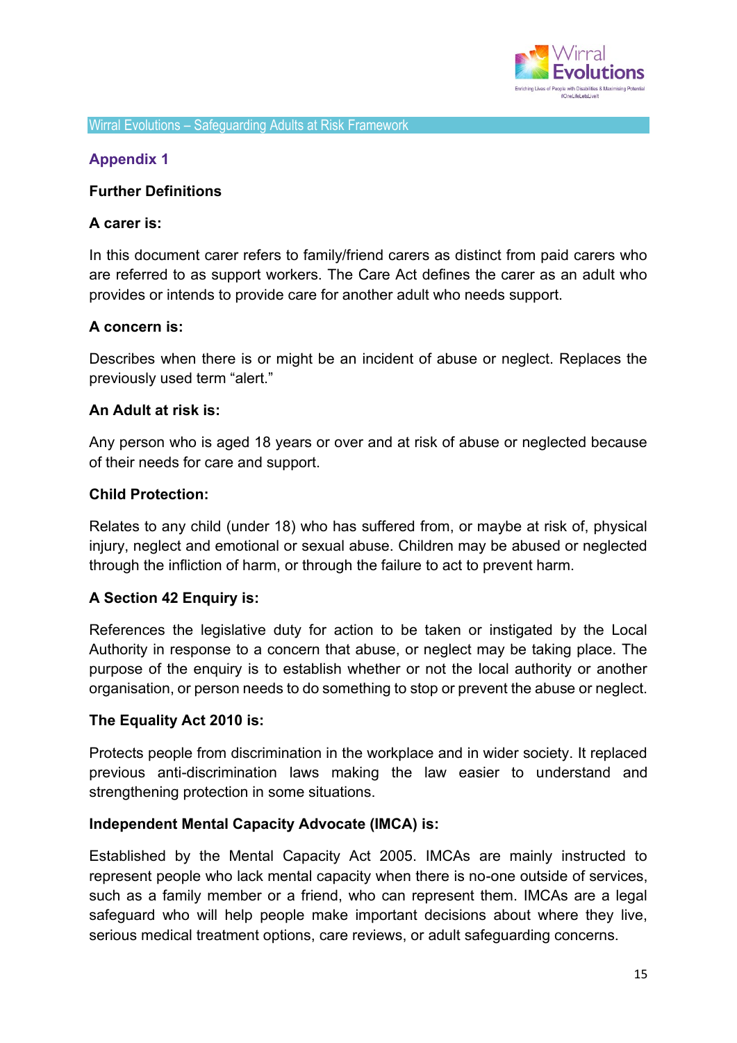## Appendix 1

### Further Definitions

**A carer is:**

In this document carer refers to family/friend carers as distinct from paid carers who are referred to as support workers. The Care Act defines the carer as an adult who provides or intends to provide care for another adult who needs support.

**A concern is:**

Describes when there is or might be an incident of abuse or neglect. Replaces the previously used term "alert."

**An Adult at risk is:**

Any person who is aged 18 years or over and at risk of abuse or neglected because of their needs for care and support.

**Child Protection:**

Relates to any child (under 18) who has suffered from, or maybe at risk of, physical injury, neglect and emotional or sexual abuse. Children may be abused or neglected through the infliction of harm, or through the failure to act to prevent harm.

**A Section 42 Enquiry is:**

References the legislative duty for action to be taken or instigated by the Local Authority in response to a concern that abuse, or neglect may be taking place. The purpose of the enquiry is to establish whether or not the local authority or another organisation, or person needs to do something to stop or prevent the abuse or neglect.

**The Equality Act 2010 is:**

Protects people from discrimination in the workplace and in wider society. It replaced previous anti-discrimination laws making the law easier to understand and strengthening protection in some situations.

**Independent Mental Capacity Advocate (IMCA) is:**

Established by the Mental Capacity Act 2005. IMCAs are mainly instructed to represent people who lack mental capacity when there is no-one outside of services, such as a family member or a friend, who can represent them. IMCAs are a legal safeguard who will help people make important decisions about where they live, serious medical treatment options, care reviews, or adult safeguarding concerns.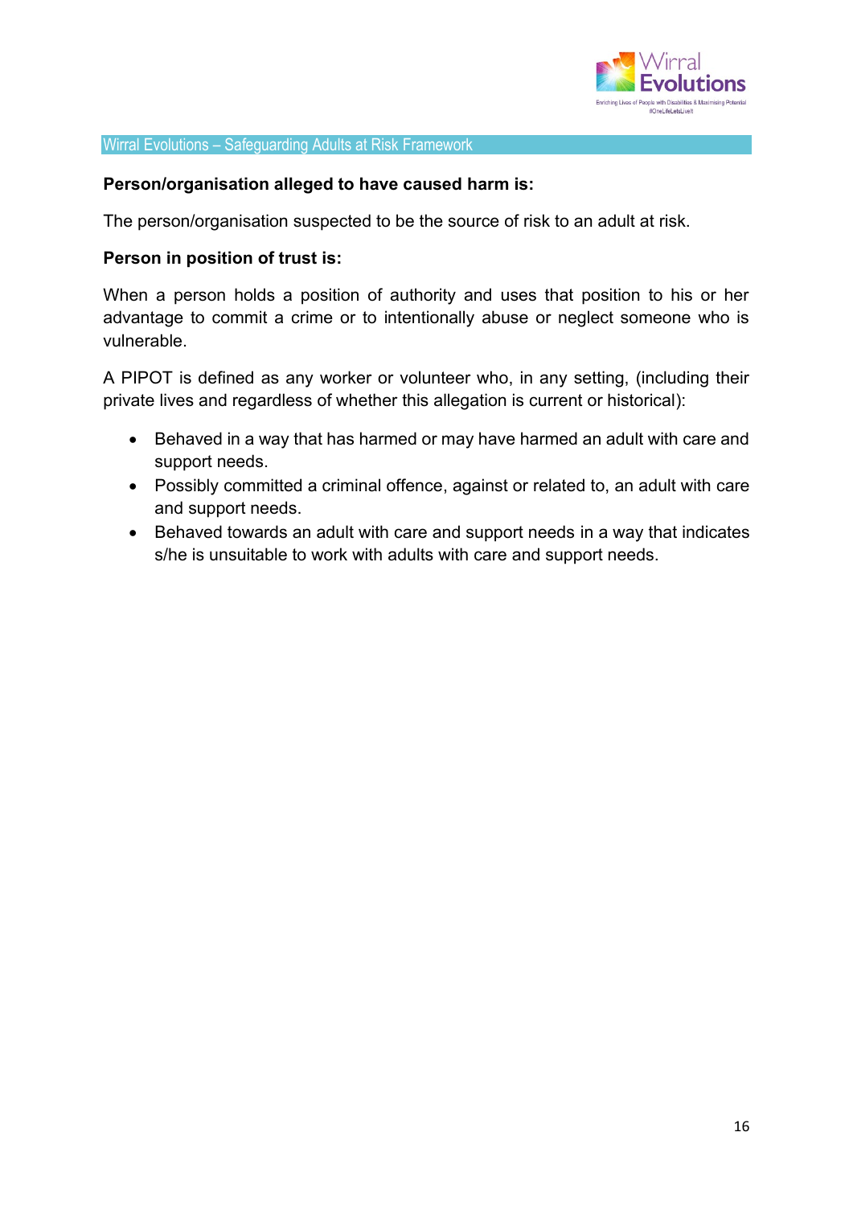**Person/organisation alleged to have caused harm is:**

The person/organisation suspected to be the source of risk to an adult at risk.

**Person in position of trust is:**

When a person holds a position of authority and uses that position to his or her advantage to commit a crime or to intentionally abuse or neglect someone who is vulnerable.

A PIPOT is defined as any worker or volunteer who, in any setting, (including their private lives and regardless of whether this allegation is current or historical):

- Behaved in a way that has harmed or may have harmed an adult with care and support needs.
- Possibly committed a criminal offence, against or related to, an adult with care and support needs.
- Behaved towards an adult with care and support needs in a way that indicates s/he is unsuitable to work with adults with care and support needs.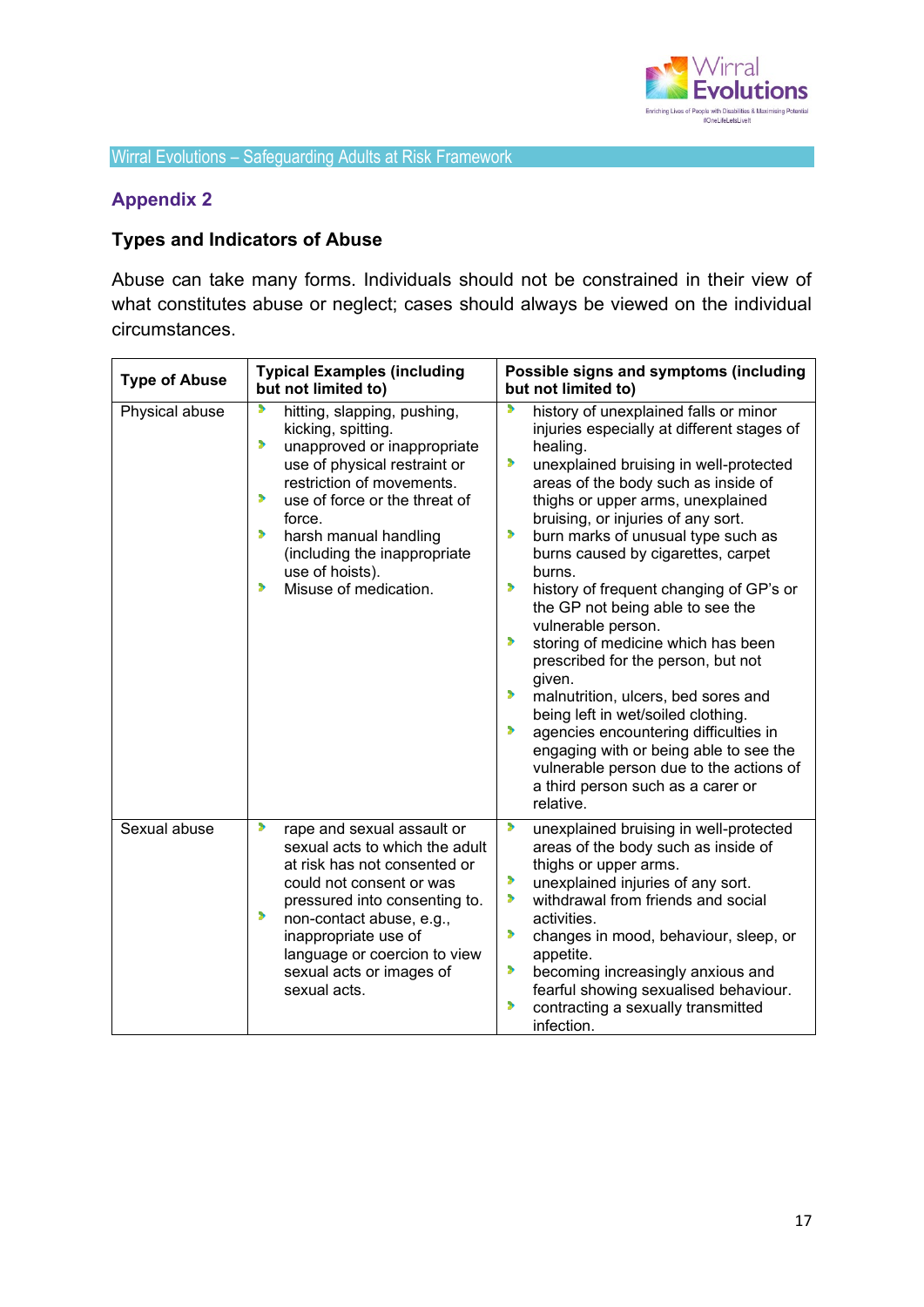## Appendix 2

### Types and Indicators of Abuse

Abuse can take many forms. Individuals should not be constrained in their view of what constitutes abuse or neglect; cases should always be viewed on the individual circumstances.

| Type of Abuse | Typical Examples (including but not limited to) | Possible signs and symptoms (including but not limited to) |
|---|---|---|
| Physical abuse | • hitting, slapping, pushing, kicking, spitting.<br>• unapproved or inappropriate use of physical restraint or restriction of movements.<br>• use of force or the threat of force.<br>• harsh manual handling (including the inappropriate use of hoists).<br>• Misuse of medication. | • history of unexplained falls or minor injuries especially at different stages of healing.<br>• unexplained bruising in well-protected areas of the body such as inside of thighs or upper arms, unexplained bruising, or injuries of any sort.<br>• burn marks of unusual type such as burns caused by cigarettes, carpet burns.<br>• history of frequent changing of GP's or the GP not being able to see the vulnerable person.<br>• storing of medicine which has been prescribed for the person, but not given.<br>• malnutrition, ulcers, bed sores and being left in wet/soiled clothing.<br>• agencies encountering difficulties in engaging with or being able to see the vulnerable person due to the actions of a third person such as a carer or relative. |
| Sexual abuse | • rape and sexual assault or sexual acts to which the adult at risk has not consented or could not consent or was pressured into consenting to.<br>• non-contact abuse, e.g., inappropriate use of language or coercion to view sexual acts or images of sexual acts. | • unexplained bruising in well-protected areas of the body such as inside of thighs or upper arms.<br>• unexplained injuries of any sort.<br>• withdrawal from friends and social activities.<br>• changes in mood, behaviour, sleep, or appetite.<br>• becoming increasingly anxious and fearful showing sexualised behaviour.<br>• contracting a sexually transmitted infection. |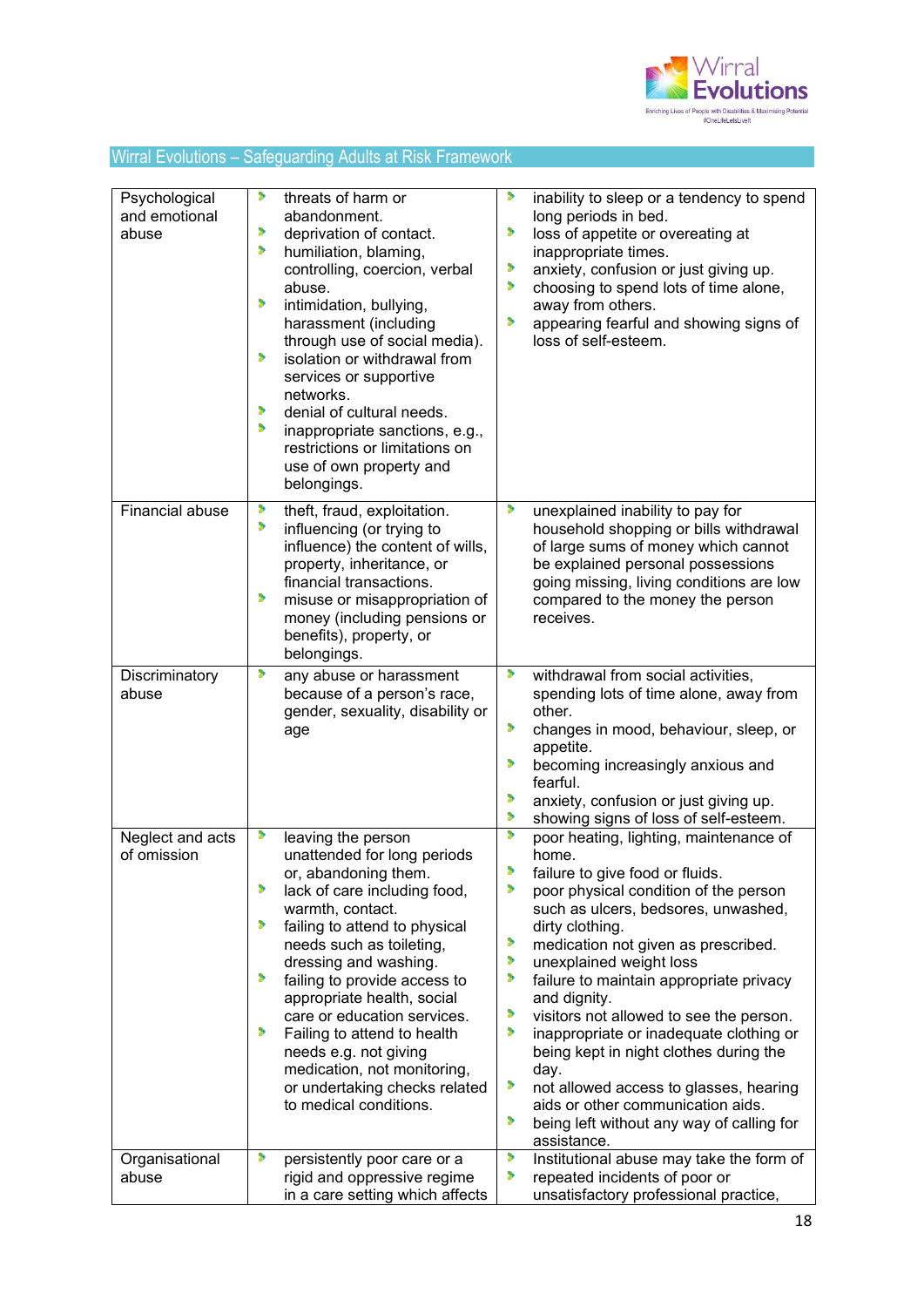## Wirral Evolutions – Safeguarding Adults at Risk Framework

| | | |
|---|---|---|
| Psychological and emotional abuse | • threats of harm or abandonment.<br>• deprivation of contact.<br>• humiliation, blaming, controlling, coercion, verbal abuse.<br>• intimidation, bullying, harassment (including through use of social media).<br>• isolation or withdrawal from services or supportive networks.<br>• denial of cultural needs.<br>• inappropriate sanctions, e.g., restrictions or limitations on use of own property and belongings. | • inability to sleep or a tendency to spend long periods in bed.<br>• loss of appetite or overeating at inappropriate times.<br>• anxiety, confusion or just giving up.<br>• choosing to spend lots of time alone, away from others.<br>• appearing fearful and showing signs of loss of self-esteem. |
| Financial abuse | • theft, fraud, exploitation.<br>• influencing (or trying to influence) the content of wills, property, inheritance, or financial transactions.<br>• misuse or misappropriation of money (including pensions or benefits), property, or belongings. | • unexplained inability to pay for household shopping or bills withdrawal of large sums of money which cannot be explained personal possessions going missing, living conditions are low compared to the money the person receives. |
| Discriminatory abuse | • any abuse or harassment because of a person's race, gender, sexuality, disability or age | • withdrawal from social activities, spending lots of time alone, away from other.<br>• changes in mood, behaviour, sleep, or appetite.<br>• becoming increasingly anxious and fearful.<br>• anxiety, confusion or just giving up.<br>• showing signs of loss of self-esteem. |
| Neglect and acts of omission | • leaving the person unattended for long periods or, abandoning them.<br>• lack of care including food, warmth, contact.<br>• failing to attend to physical needs such as toileting, dressing and washing.<br>• failing to provide access to appropriate health, social care or education services.<br>• Failing to attend to health needs e.g. not giving medication, not monitoring, or undertaking checks related to medical conditions. | • poor heating, lighting, maintenance of home.<br>• failure to give food or fluids.<br>• poor physical condition of the person such as ulcers, bedsores, unwashed, dirty clothing.<br>• medication not given as prescribed.<br>• unexplained weight loss<br>• failure to maintain appropriate privacy and dignity.<br>• visitors not allowed to see the person.<br>• inappropriate or inadequate clothing or being kept in night clothes during the day.<br>• not allowed access to glasses, hearing aids or other communication aids.<br>• being left without any way of calling for assistance. |
| Organisational abuse | • persistently poor care or a rigid and oppressive regime in a care setting which affects | • Institutional abuse may take the form of<br>• repeated incidents of poor or unsatisfactory professional practice, |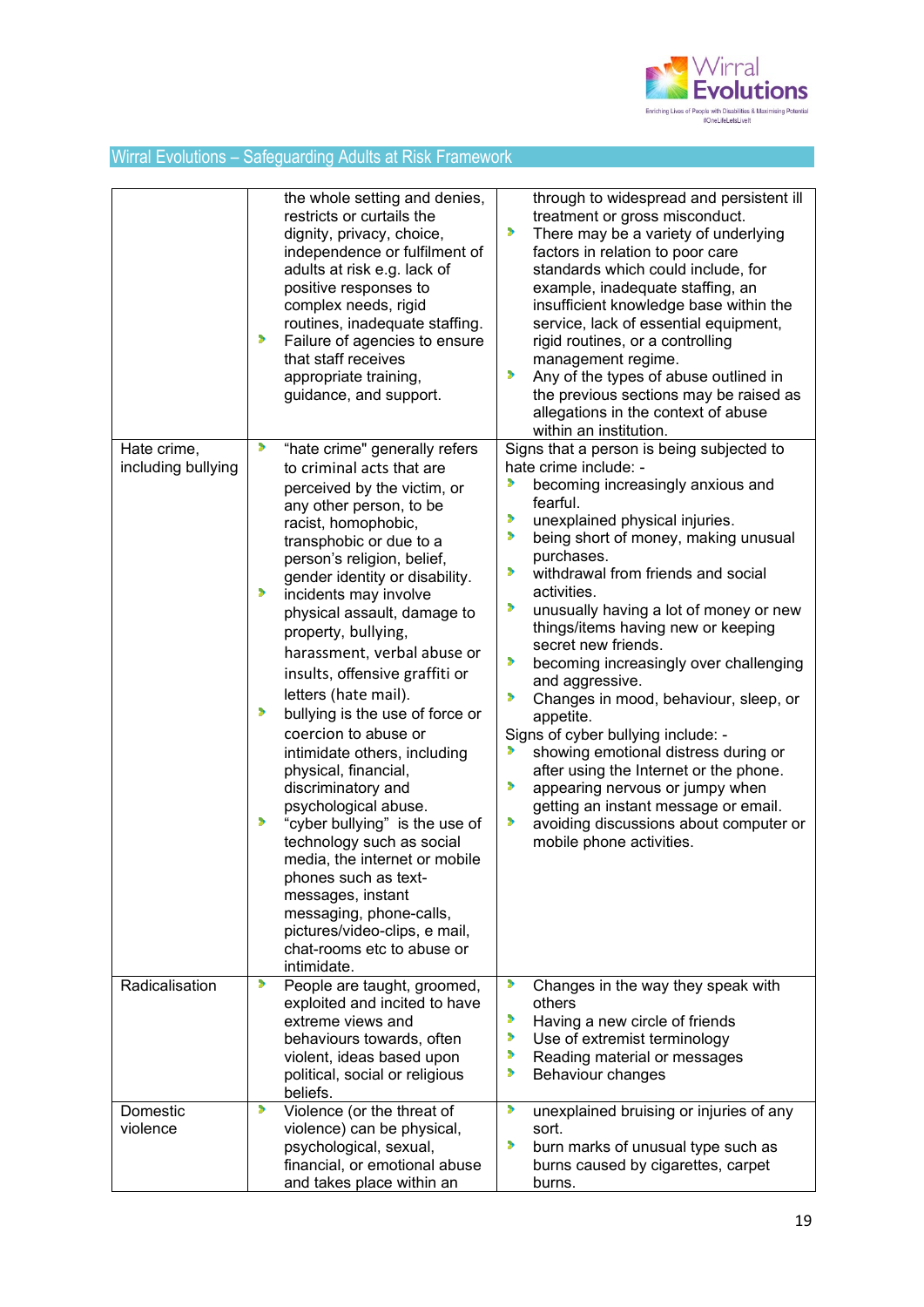## Wirral Evolutions – Safeguarding Adults at Risk Framework

| | | |
|---|---|---|
| | the whole setting and denies, restricts or curtails the dignity, privacy, choice, independence or fulfilment of adults at risk e.g. lack of positive responses to complex needs, rigid routines, inadequate staffing.<br>• Failure of agencies to ensure that staff receives appropriate training, guidance, and support. | through to widespread and persistent ill treatment or gross misconduct.<br>• There may be a variety of underlying factors in relation to poor care standards which could include, for example, inadequate staffing, an insufficient knowledge base within the service, lack of essential equipment, rigid routines, or a controlling management regime.<br>• Any of the types of abuse outlined in the previous sections may be raised as allegations in the context of abuse within an institution. |
| Hate crime, including bullying | • "hate crime" generally refers to criminal acts that are perceived by the victim, or any other person, to be racist, homophobic, transphobic or due to a person's religion, belief, gender identity or disability.<br>• incidents may involve physical assault, damage to property, bullying, harassment, verbal abuse or insults, offensive graffiti or letters (hate mail).<br>• bullying is the use of force or coercion to abuse or intimidate others, including physical, financial, discriminatory and psychological abuse.<br>• "cyber bullying" is the use of technology such as social media, the internet or mobile phones such as text-messages, instant messaging, phone-calls, pictures/video-clips, e mail, chat-rooms etc to abuse or intimidate. | Signs that a person is being subjected to hate crime include: -<br>• becoming increasingly anxious and fearful.<br>• unexplained physical injuries.<br>• being short of money, making unusual purchases.<br>• withdrawal from friends and social activities.<br>• unusually having a lot of money or new things/items having new or keeping secret new friends.<br>• becoming increasingly over challenging and aggressive.<br>• Changes in mood, behaviour, sleep, or appetite.<br>Signs of cyber bullying include: -<br>• showing emotional distress during or after using the Internet or the phone.<br>• appearing nervous or jumpy when getting an instant message or email.<br>• avoiding discussions about computer or mobile phone activities. |
| Radicalisation | • People are taught, groomed, exploited and incited to have extreme views and behaviours towards, often violent, ideas based upon political, social or religious beliefs. | • Changes in the way they speak with others<br>• Having a new circle of friends<br>• Use of extremist terminology<br>• Reading material or messages<br>• Behaviour changes |
| Domestic violence | • Violence (or the threat of violence) can be physical, psychological, sexual, financial, or emotional abuse and takes place within an | • unexplained bruising or injuries of any sort.<br>• burn marks of unusual type such as burns caused by cigarettes, carpet burns. |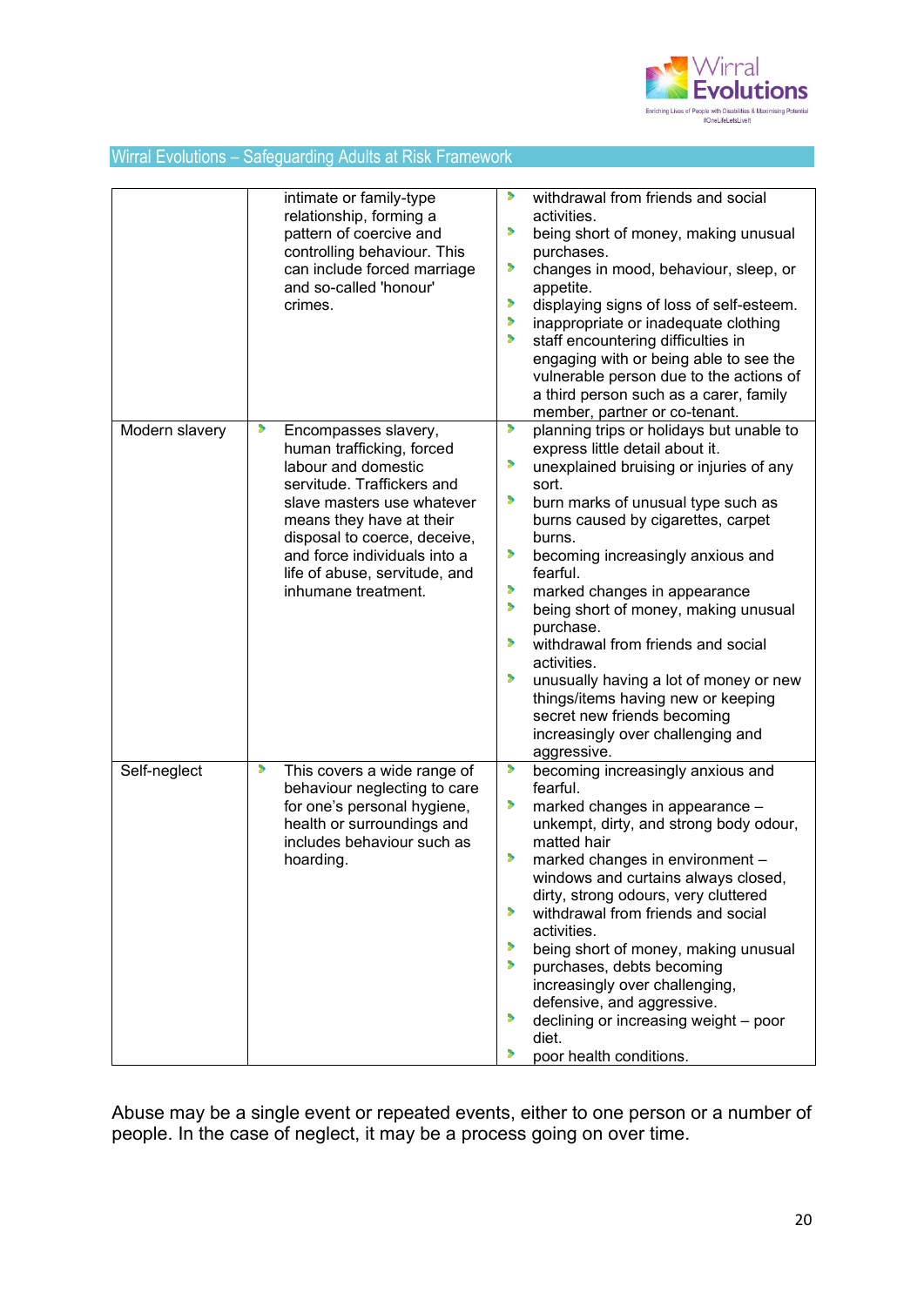| | | |
|---|---|---|
| | intimate or family-type relationship, forming a pattern of coercive and controlling behaviour. This can include forced marriage and so-called 'honour' crimes. | • withdrawal from friends and social activities.<br>• being short of money, making unusual purchases.<br>• changes in mood, behaviour, sleep, or appetite.<br>• displaying signs of loss of self-esteem.<br>• inappropriate or inadequate clothing<br>• staff encountering difficulties in engaging with or being able to see the vulnerable person due to the actions of a third person such as a carer, family member, partner or co-tenant. |
| Modern slavery | • Encompasses slavery, human trafficking, forced labour and domestic servitude. Traffickers and slave masters use whatever means they have at their disposal to coerce, deceive, and force individuals into a life of abuse, servitude, and inhumane treatment. | • planning trips or holidays but unable to express little detail about it.<br>• unexplained bruising or injuries of any sort.<br>• burn marks of unusual type such as burns caused by cigarettes, carpet burns.<br>• becoming increasingly anxious and fearful.<br>• marked changes in appearance<br>• being short of money, making unusual purchase.<br>• withdrawal from friends and social activities.<br>• unusually having a lot of money or new things/items having new or keeping secret new friends becoming increasingly over challenging and aggressive. |
| Self-neglect | • This covers a wide range of behaviour neglecting to care for one's personal hygiene, health or surroundings and includes behaviour such as hoarding. | • becoming increasingly anxious and fearful.<br>• marked changes in appearance – unkempt, dirty, and strong body odour, matted hair<br>• marked changes in environment – windows and curtains always closed, dirty, strong odours, very cluttered<br>• withdrawal from friends and social activities.<br>• being short of money, making unusual<br>• purchases, debts becoming increasingly over challenging, defensive, and aggressive.<br>• declining or increasing weight – poor diet.<br>• poor health conditions. |

Abuse may be a single event or repeated events, either to one person or a number of people. In the case of neglect, it may be a process going on over time.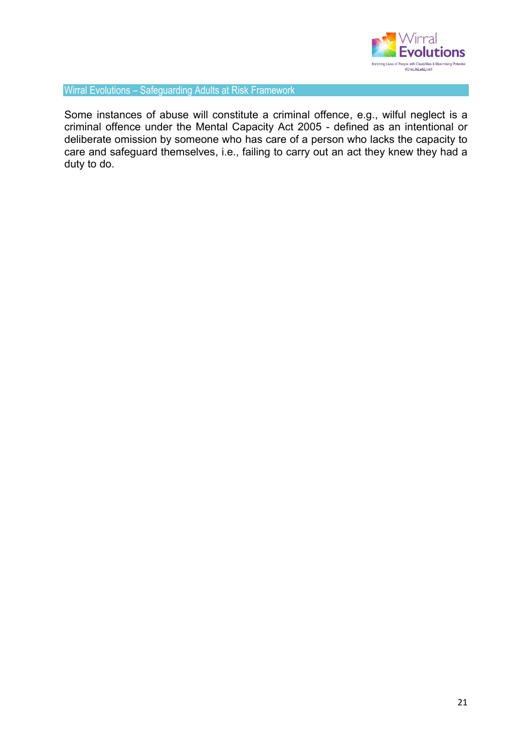Some instances of abuse will constitute a criminal offence, e.g., wilful neglect is a criminal offence under the Mental Capacity Act 2005 - defined as an intentional or deliberate omission by someone who has care of a person who lacks the capacity to care and safeguard themselves, i.e., failing to carry out an act they knew they had a duty to do.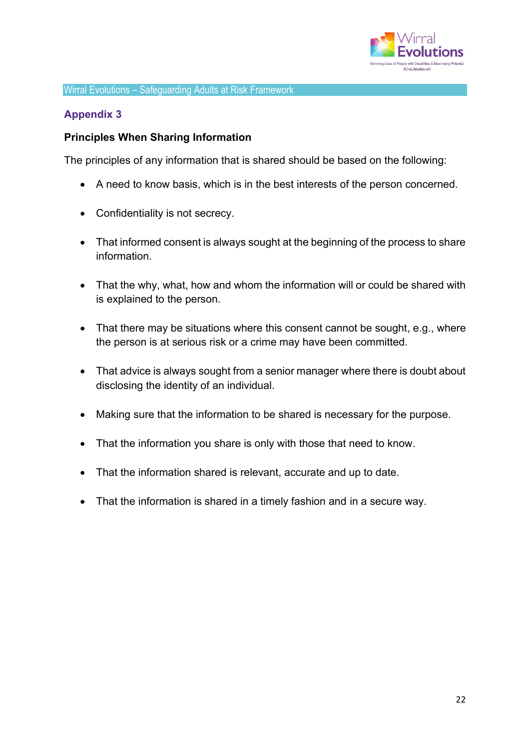## Appendix 3

**Principles When Sharing Information**

The principles of any information that is shared should be based on the following:

- A need to know basis, which is in the best interests of the person concerned.
- Confidentiality is not secrecy.
- That informed consent is always sought at the beginning of the process to share information.
- That the why, what, how and whom the information will or could be shared with is explained to the person.
- That there may be situations where this consent cannot be sought, e.g., where the person is at serious risk or a crime may have been committed.
- That advice is always sought from a senior manager where there is doubt about disclosing the identity of an individual.
- Making sure that the information to be shared is necessary for the purpose.
- That the information you share is only with those that need to know.
- That the information shared is relevant, accurate and up to date.
- That the information is shared in a timely fashion and in a secure way.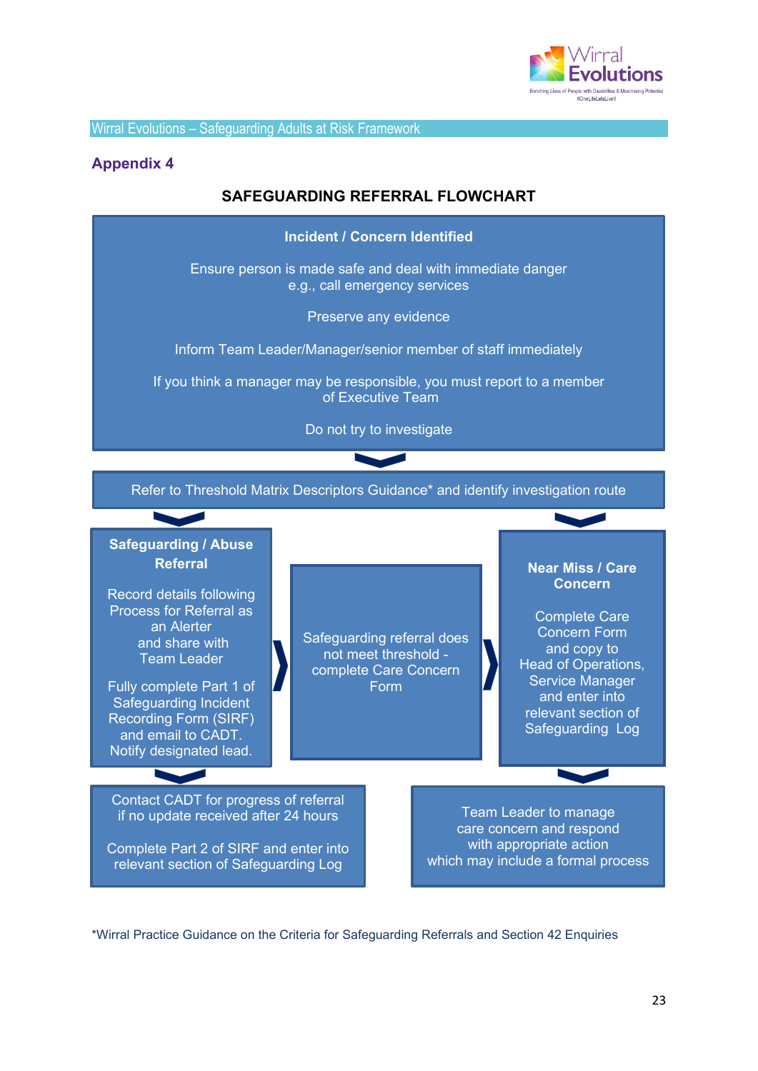## Appendix 4

### SAFEGUARDING REFERRAL FLOWCHART

**Incident / Concern Identified**

Ensure person is made safe and deal with immediate danger e.g., call emergency services

Preserve any evidence

Inform Team Leader/Manager/senior member of staff immediately

If you think a manager may be responsible, you must report to a member of Executive Team

Do not try to investigate

↓

Refer to Threshold Matrix Descriptors Guidance* and identify investigation route

↓

**Safeguarding / Abuse Referral**

Record details following Process for Referral as an Alerter and share with Team Leader

Fully complete Part 1 of Safeguarding Incident Recording Form (SIRF) and email to CADT. Notify designated lead.

↓

Contact CADT for progress of referral if no update received after 24 hours

Complete Part 2 of SIRF and enter into relevant section of Safeguarding Log

→

Safeguarding referral does not meet threshold - complete Care Concern Form

→

**Near Miss / Care Concern**

Complete Care Concern Form and copy to Head of Operations, Service Manager and enter into relevant section of Safeguarding Log

↓

Team Leader to manage care concern and respond with appropriate action which may include a formal process

*Wirral Practice Guidance on the Criteria for Safeguarding Referrals and Section 42 Enquiries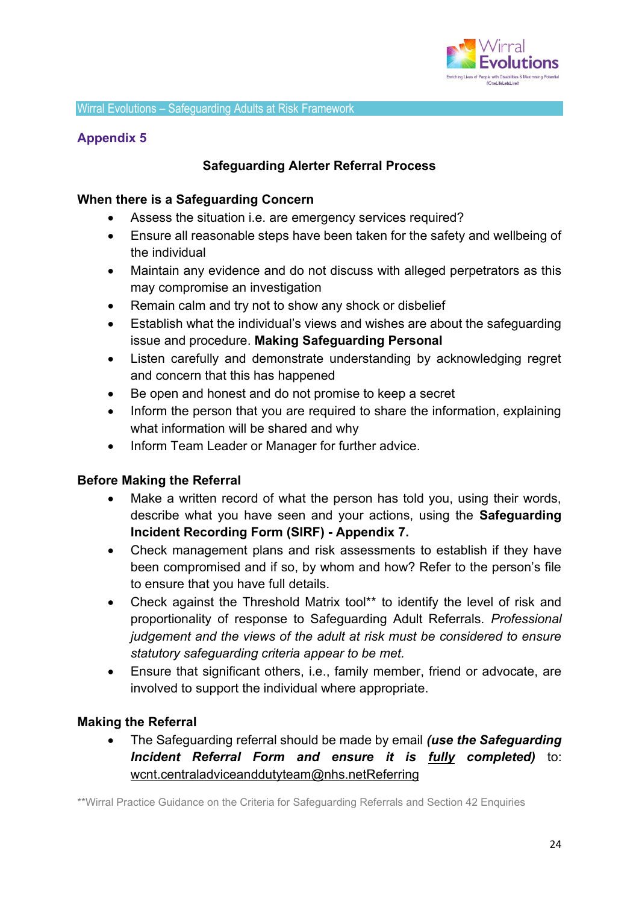## Appendix 5

### Safeguarding Alerter Referral Process

**When there is a Safeguarding Concern**

- Assess the situation i.e. are emergency services required?
- Ensure all reasonable steps have been taken for the safety and wellbeing of the individual
- Maintain any evidence and do not discuss with alleged perpetrators as this may compromise an investigation
- Remain calm and try not to show any shock or disbelief
- Establish what the individual's views and wishes are about the safeguarding issue and procedure. **Making Safeguarding Personal**
- Listen carefully and demonstrate understanding by acknowledging regret and concern that this has happened
- Be open and honest and do not promise to keep a secret
- Inform the person that you are required to share the information, explaining what information will be shared and why
- Inform Team Leader or Manager for further advice.

**Before Making the Referral**

- Make a written record of what the person has told you, using their words, describe what you have seen and your actions, using the **Safeguarding Incident Recording Form (SIRF) - Appendix 7.**
- Check management plans and risk assessments to establish if they have been compromised and if so, by whom and how? Refer to the person's file to ensure that you have full details.
- Check against the Threshold Matrix tool** to identify the level of risk and proportionality of response to Safeguarding Adult Referrals. *Professional judgement and the views of the adult at risk must be considered to ensure statutory safeguarding criteria appear to be met.*
- Ensure that significant others, i.e., family member, friend or advocate, are involved to support the individual where appropriate.

**Making the Referral**

- The Safeguarding referral should be made by email ***(use the Safeguarding Incident Referral Form and ensure it is fully completed)*** to: wcnt.centraladviceanddutyteam@nhs.netReferring

**Wirral Practice Guidance on the Criteria for Safeguarding Referrals and Section 42 Enquiries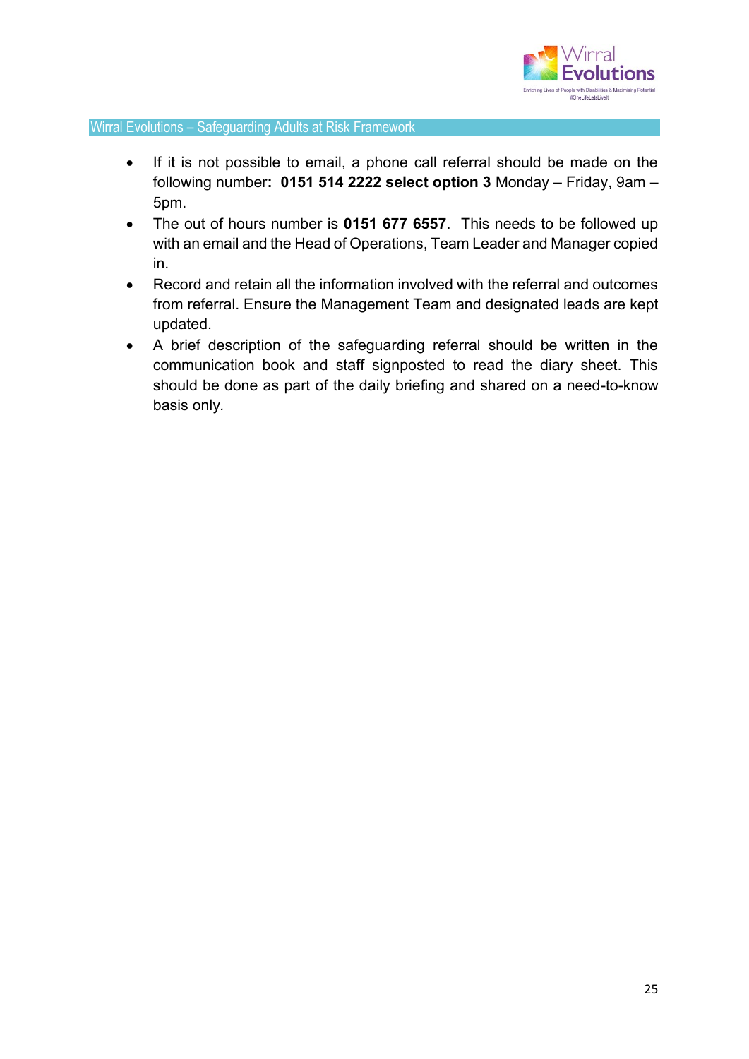- If it is not possible to email, a phone call referral should be made on the following number**: 0151 514 2222 select option 3** Monday – Friday, 9am – 5pm.
- The out of hours number is **0151 677 6557**. This needs to be followed up with an email and the Head of Operations, Team Leader and Manager copied in.
- Record and retain all the information involved with the referral and outcomes from referral. Ensure the Management Team and designated leads are kept updated.
- A brief description of the safeguarding referral should be written in the communication book and staff signposted to read the diary sheet. This should be done as part of the daily briefing and shared on a need-to-know basis only.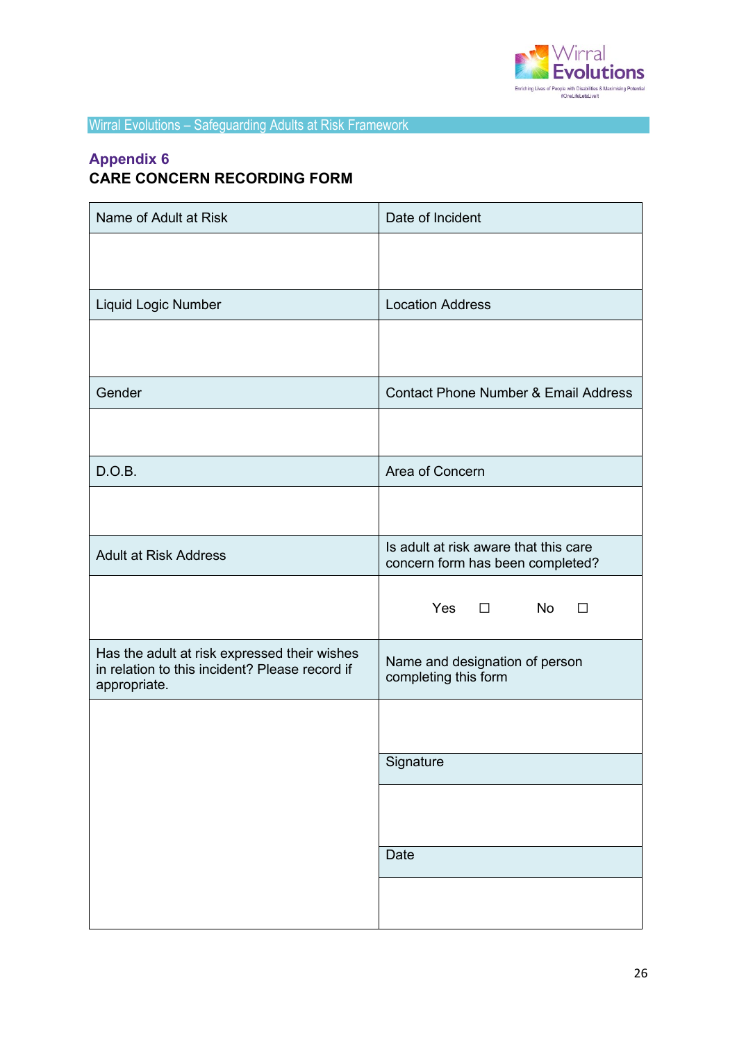## Appendix 6

**CARE CONCERN RECORDING FORM**

| Name of Adult at Risk | Date of Incident |
|---|---|
| | |
| Liquid Logic Number | Location Address |
| | |
| Gender | Contact Phone Number & Email Address |
| | |
| D.O.B. | Area of Concern |
| | |
| Adult at Risk Address | Is adult at risk aware that this care concern form has been completed? |
| | Yes ☐ No ☐ |
| Has the adult at risk expressed their wishes in relation to this incident? Please record if appropriate. | Name and designation of person completing this form |
| | |
| | Signature |
| | |
| | Date |
| | |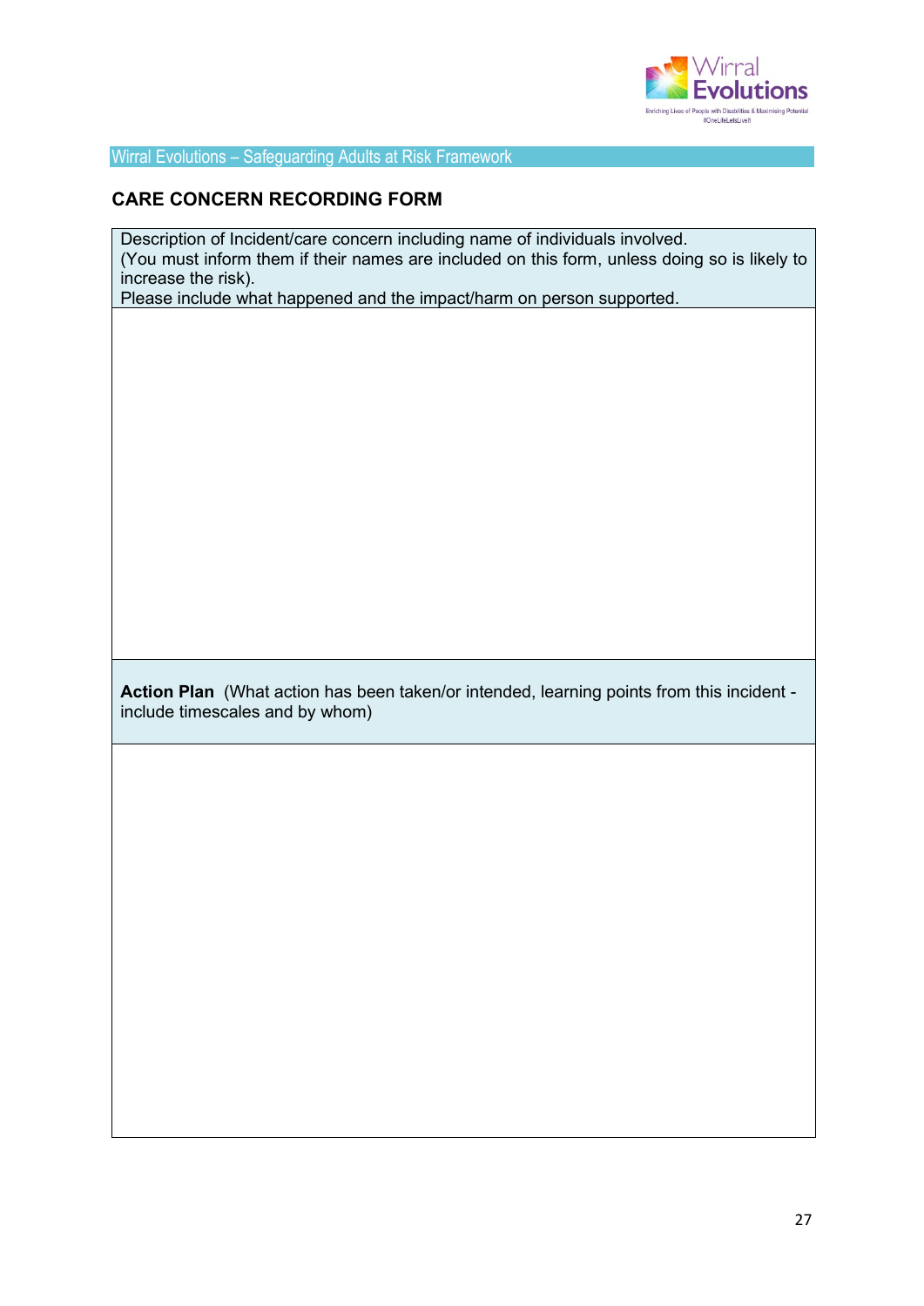Wirral Evolutions – Safeguarding Adults at Risk Framework

## CARE CONCERN RECORDING FORM

| Description of Incident/care concern including name of individuals involved.<br>(You must inform them if their names are included on this form, unless doing so is likely to increase the risk).<br>Please include what happened and the impact/harm on person supported. |
|---|
| |
| **Action Plan** (What action has been taken/or intended, learning points from this incident - include timescales and by whom) |
| |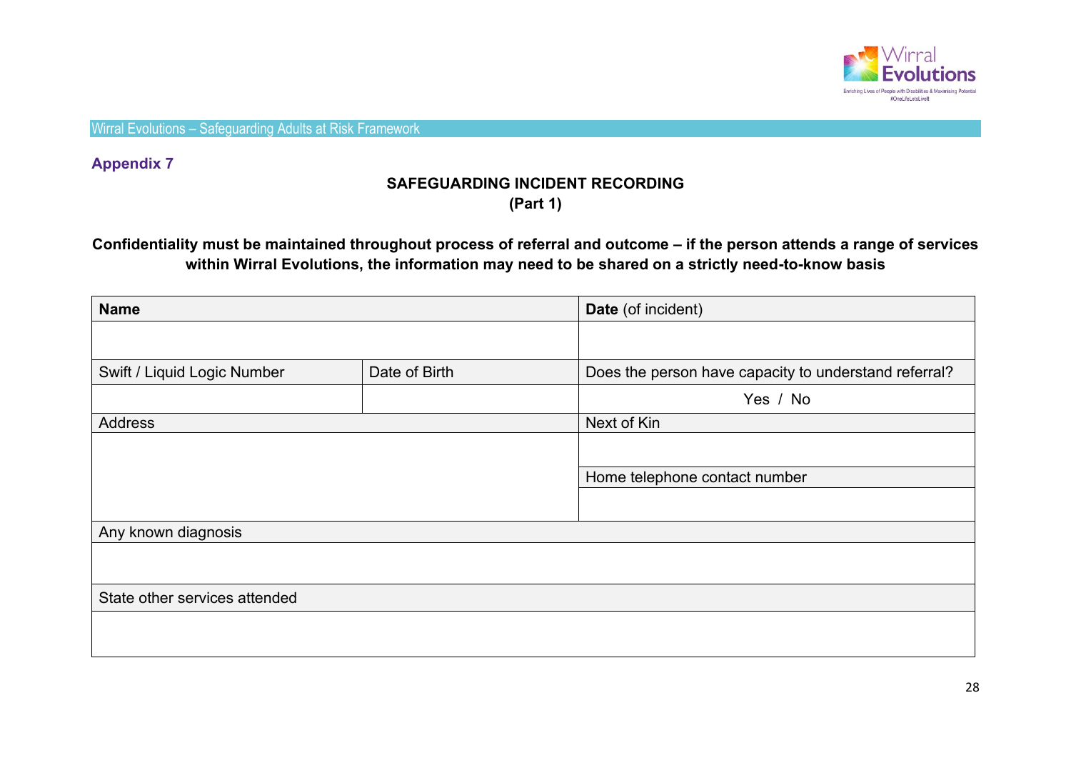**Appendix 7**

**SAFEGUARDING INCIDENT RECORDING**
**(Part 1)**

**Confidentiality must be maintained throughout process of referral and outcome – if the person attends a range of services within Wirral Evolutions, the information may need to be shared on a strictly need-to-know basis**

| **Name** | | **Date** (of incident) |
|---|---|---|
| | | |
| Swift / Liquid Logic Number | Date of Birth | Does the person have capacity to understand referral? |
| | | Yes / No |
| Address | | Next of Kin |
| | | |
| | | Home telephone contact number |
| | | |
| Any known diagnosis | | |
| | | |
| State other services attended | | |
| | | |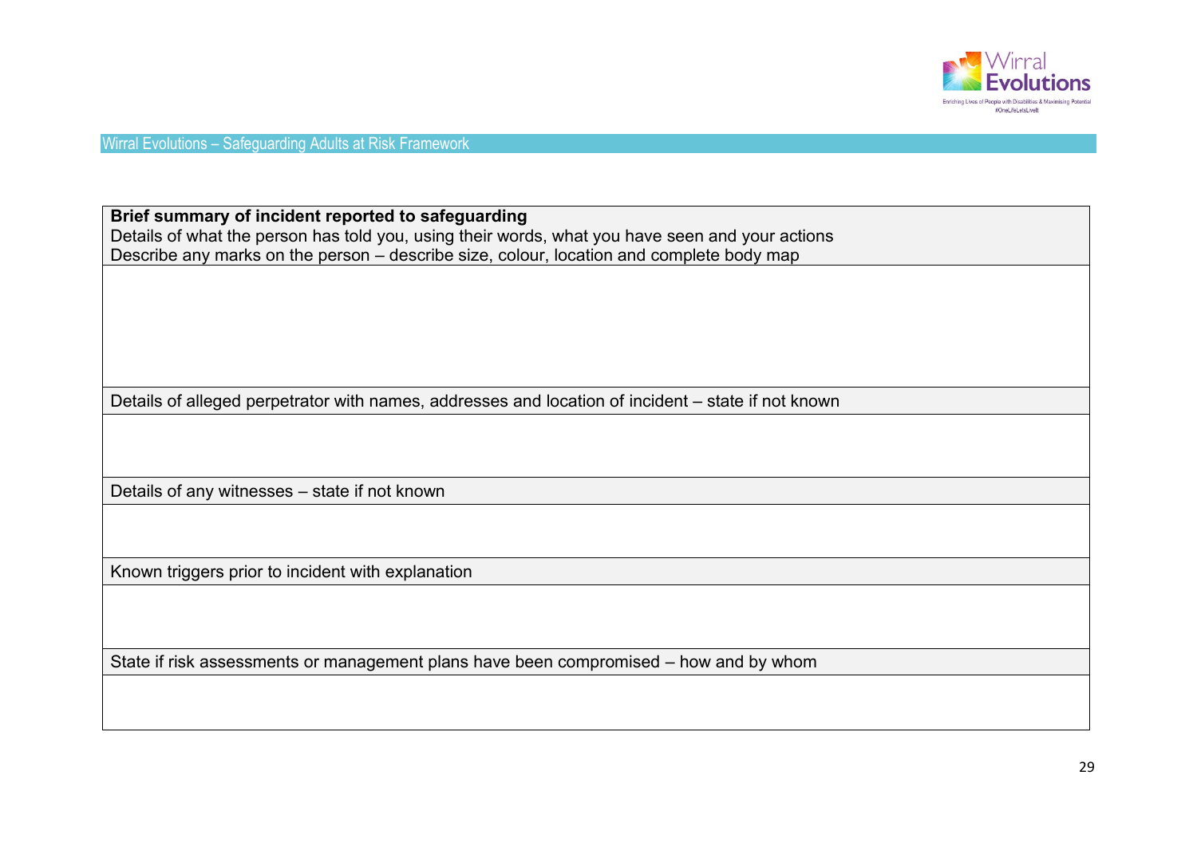| **Brief summary of incident reported to safeguarding**<br>Details of what the person has told you, using their words, what you have seen and your actions<br>Describe any marks on the person – describe size, colour, location and complete body map |
| --- |
| |
| Details of alleged perpetrator with names, addresses and location of incident – state if not known |
| |
| Details of any witnesses – state if not known |
| |
| Known triggers prior to incident with explanation |
| |
| State if risk assessments or management plans have been compromised – how and by whom |
| |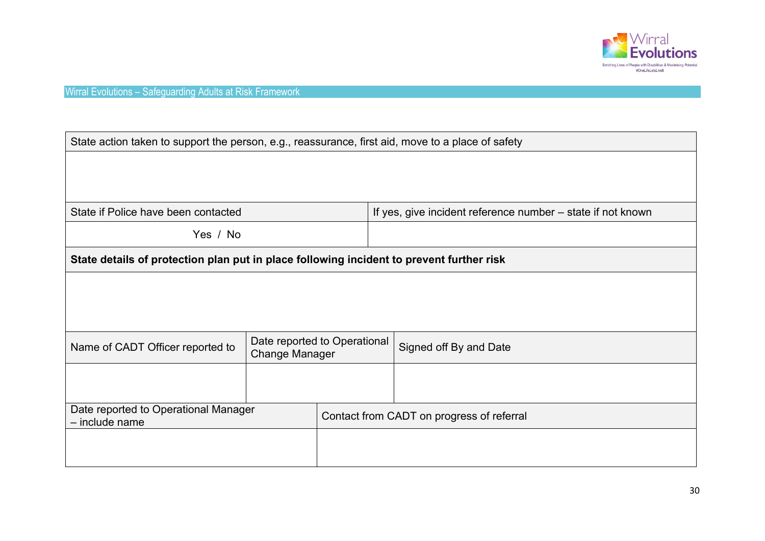| State action taken to support the person, e.g., reassurance, first aid, move to a place of safety | | |
|---|---|---|
| | | |
| State if Police have been contacted | If yes, give incident reference number – state if not known | |
| Yes / No | | |
| **State details of protection plan put in place following incident to prevent further risk** | | |
| | | |
| Name of CADT Officer reported to | Date reported to Operational Change Manager | Signed off By and Date |
| | | |
| Date reported to Operational Manager – include name | Contact from CADT on progress of referral | |
| | | |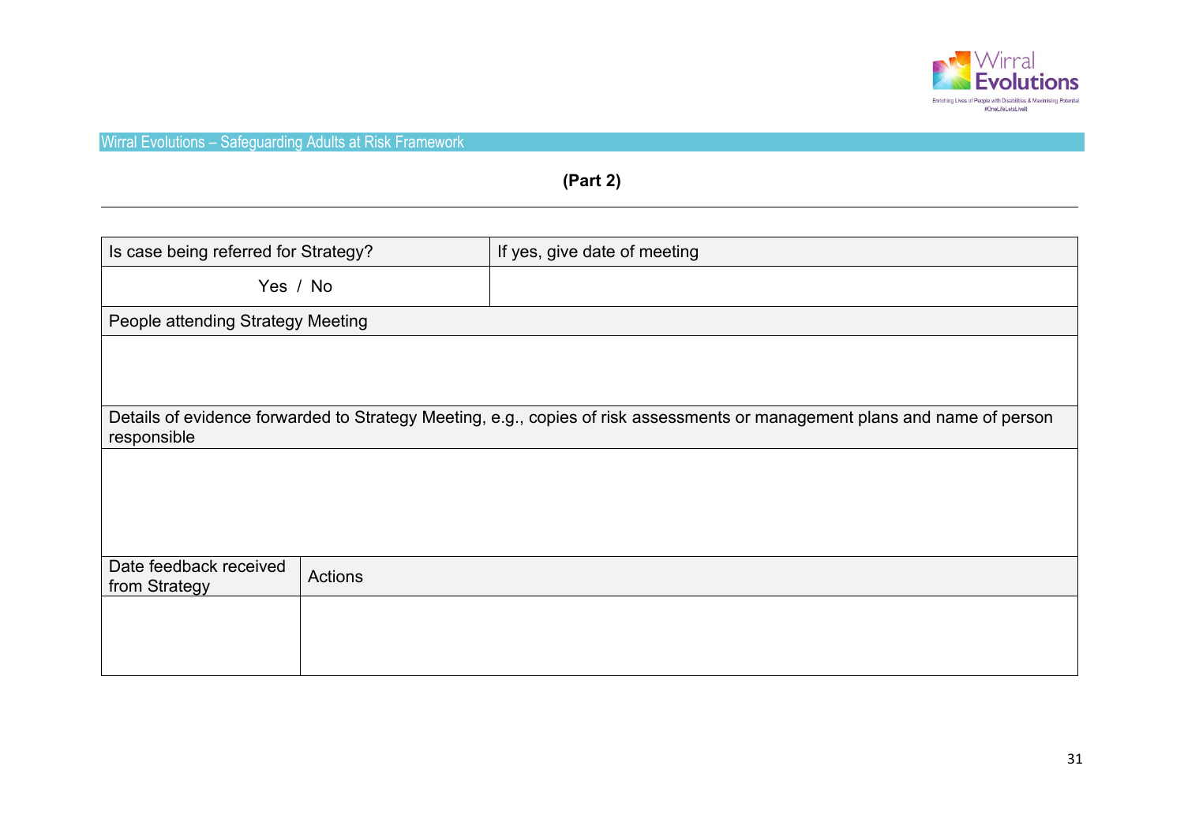Wirral Evolutions – Safeguarding Adults at Risk Framework

**(Part 2)**

| Is case being referred for Strategy? | If yes, give date of meeting |
|---|---|
| Yes / No | |
| People attending Strategy Meeting | |
| | |
| Details of evidence forwarded to Strategy Meeting, e.g., copies of risk assessments or management plans and name of person responsible | |
| | |

| Date feedback received from Strategy | Actions |
|---|---|
| | |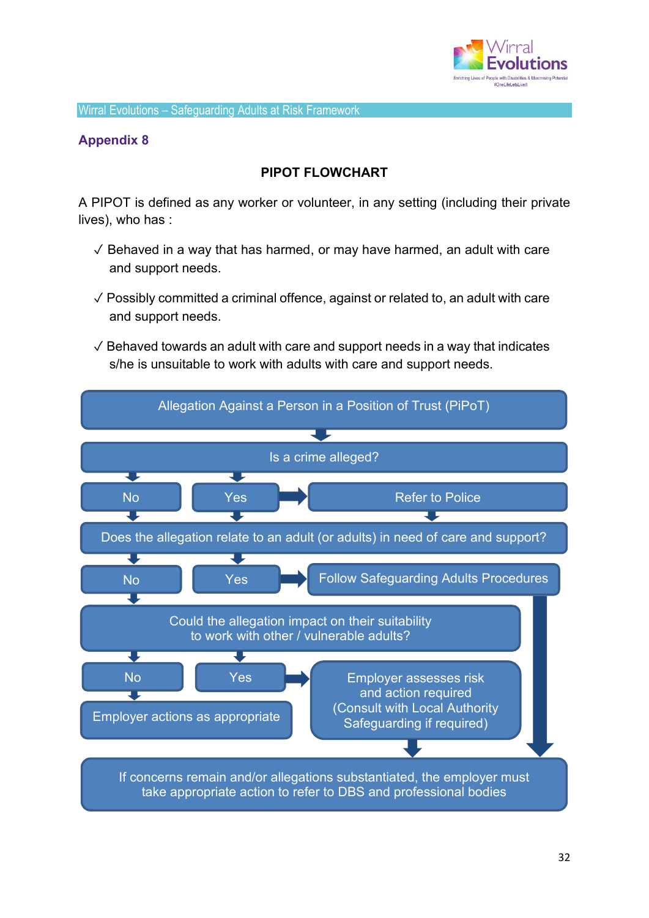## Appendix 8

**PIPOT FLOWCHART**

A PIPOT is defined as any worker or volunteer, in any setting (including their private lives), who has :

- ✓ Behaved in a way that has harmed, or may have harmed, an adult with care and support needs.
- ✓ Possibly committed a criminal offence, against or related to, an adult with care and support needs.
- ✓ Behaved towards an adult with care and support needs in a way that indicates s/he is unsuitable to work with adults with care and support needs.

Allegation Against a Person in a Position of Trust (PiPoT)

Is a crime alleged?

No

Yes → Refer to Police

Does the allegation relate to an adult (or adults) in need of care and support?

No

Yes → Follow Safeguarding Adults Procedures

Could the allegation impact on their suitability to work with other / vulnerable adults?

No → Employer actions as appropriate

Yes → Employer assesses risk and action required (Consult with Local Authority Safeguarding if required)

If concerns remain and/or allegations substantiated, the employer must take appropriate action to refer to DBS and professional bodies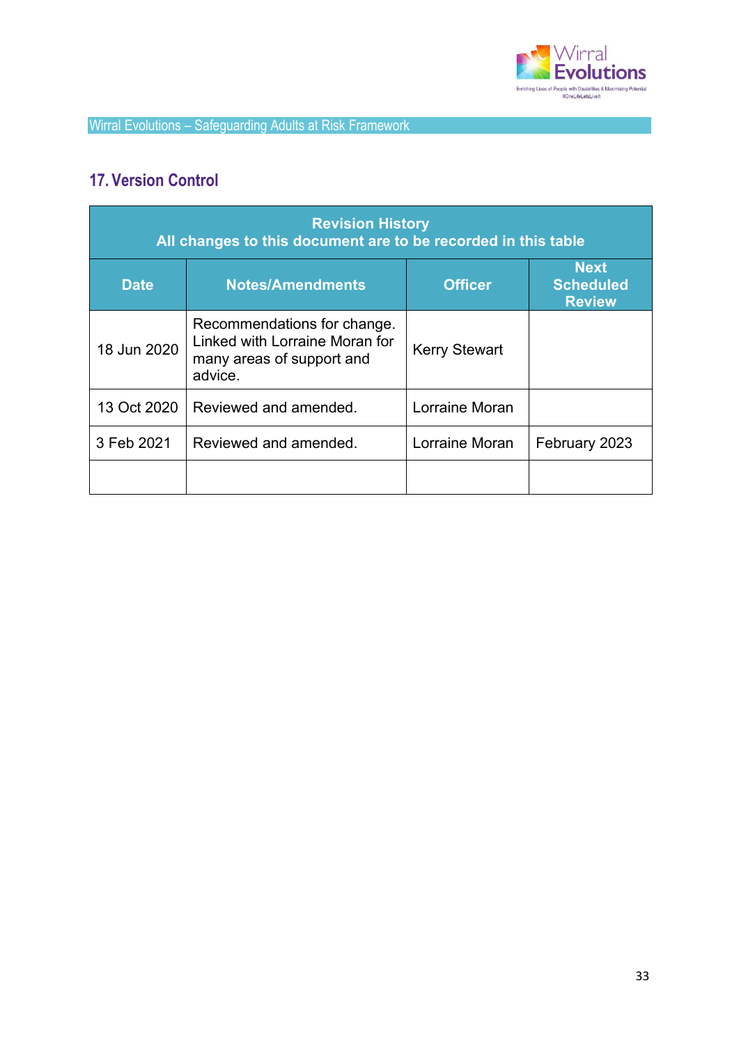## 17. Version Control

| Revision History<br>All changes to this document are to be recorded in this table | | | |
|---|---|---|---|
| **Date** | **Notes/Amendments** | **Officer** | **Next Scheduled Review** |
| 18 Jun 2020 | Recommendations for change. Linked with Lorraine Moran for many areas of support and advice. | Kerry Stewart | |
| 13 Oct 2020 | Reviewed and amended. | Lorraine Moran | |
| 3 Feb 2021 | Reviewed and amended. | Lorraine Moran | February 2023 |
| | | | |